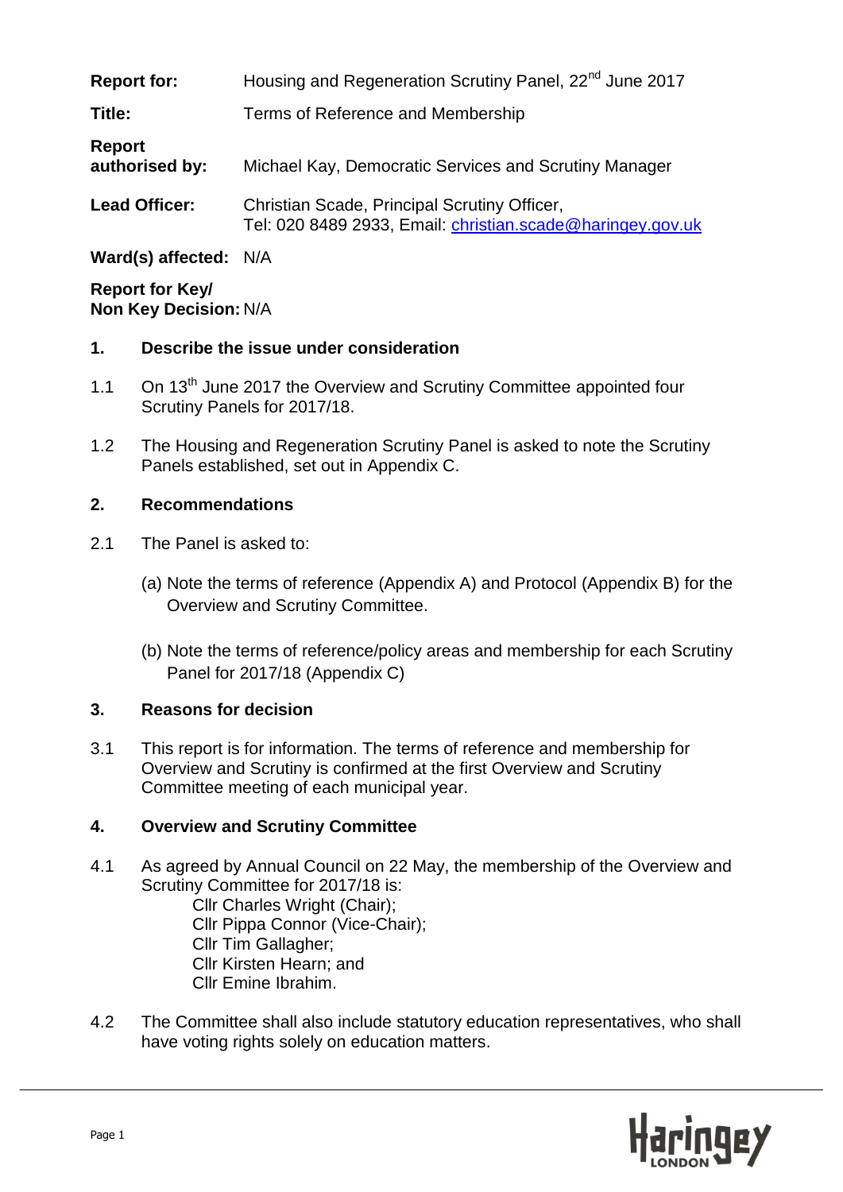**Report for:** Housing and Regeneration Scrutiny Panel, 22nd June 2017

**Title:** Terms of Reference and Membership

**Report authorised by:** Michael Kay, Democratic Services and Scrutiny Manager

**Lead Officer:** Christian Scade, Principal Scrutiny Officer, Tel: 020 8489 2933, Email: christian.scade@haringey.gov.uk

**Ward(s) affected:** N/A

**Report for Key/ Non Key Decision:** N/A

## 1. Describe the issue under consideration

1.1 On 13th June 2017 the Overview and Scrutiny Committee appointed four Scrutiny Panels for 2017/18.

1.2 The Housing and Regeneration Scrutiny Panel is asked to note the Scrutiny Panels established, set out in Appendix C.

## 2. Recommendations

2.1 The Panel is asked to:

(a) Note the terms of reference (Appendix A) and Protocol (Appendix B) for the Overview and Scrutiny Committee.

(b) Note the terms of reference/policy areas and membership for each Scrutiny Panel for 2017/18 (Appendix C)

## 3. Reasons for decision

3.1 This report is for information. The terms of reference and membership for Overview and Scrutiny is confirmed at the first Overview and Scrutiny Committee meeting of each municipal year.

## 4. Overview and Scrutiny Committee

4.1 As agreed by Annual Council on 22 May, the membership of the Overview and Scrutiny Committee for 2017/18 is:

Cllr Charles Wright (Chair);
Cllr Pippa Connor (Vice-Chair);
Cllr Tim Gallagher;
Cllr Kirsten Hearn; and
Cllr Emine Ibrahim.

4.2 The Committee shall also include statutory education representatives, who shall have voting rights solely on education matters.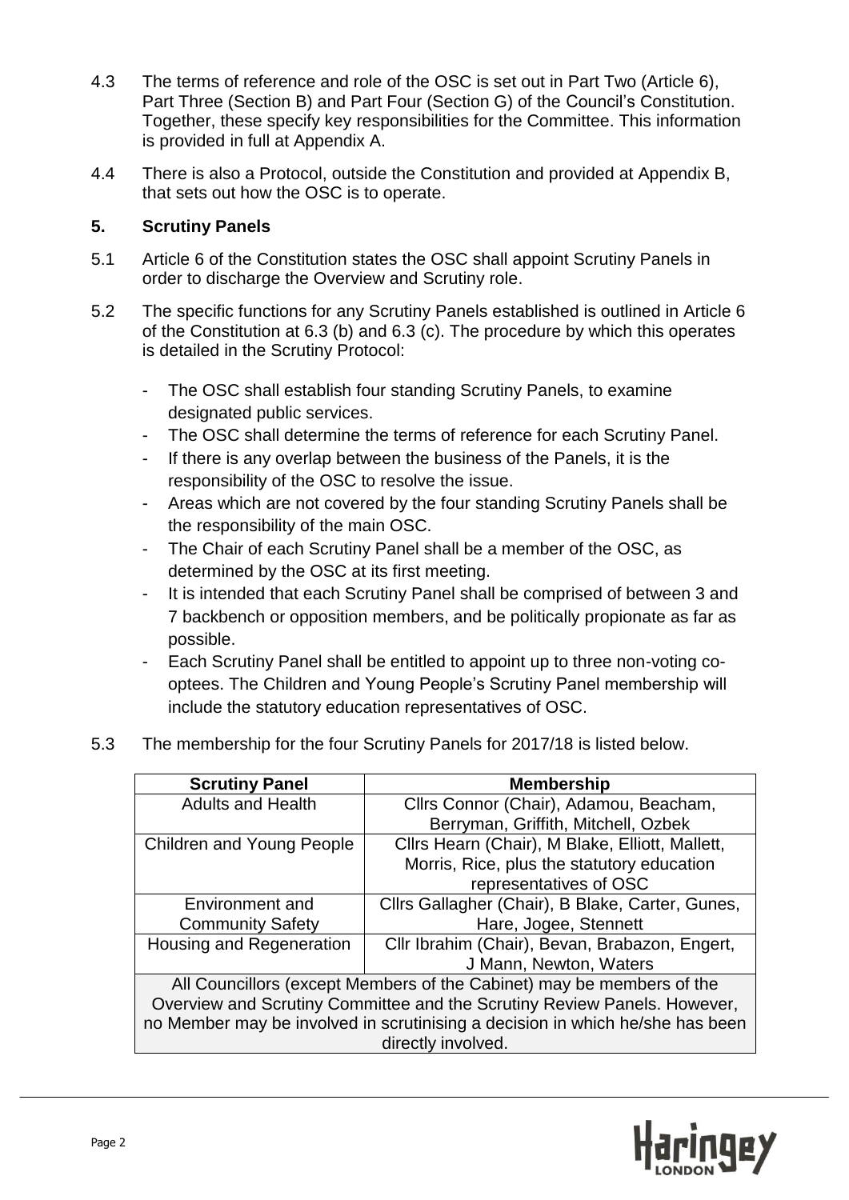4.3 The terms of reference and role of the OSC is set out in Part Two (Article 6), Part Three (Section B) and Part Four (Section G) of the Council's Constitution. Together, these specify key responsibilities for the Committee. This information is provided in full at Appendix A.

4.4 There is also a Protocol, outside the Constitution and provided at Appendix B, that sets out how the OSC is to operate.

## 5. Scrutiny Panels

5.1 Article 6 of the Constitution states the OSC shall appoint Scrutiny Panels in order to discharge the Overview and Scrutiny role.

5.2 The specific functions for any Scrutiny Panels established is outlined in Article 6 of the Constitution at 6.3 (b) and 6.3 (c). The procedure by which this operates is detailed in the Scrutiny Protocol:

- The OSC shall establish four standing Scrutiny Panels, to examine designated public services.
- The OSC shall determine the terms of reference for each Scrutiny Panel.
- If there is any overlap between the business of the Panels, it is the responsibility of the OSC to resolve the issue.
- Areas which are not covered by the four standing Scrutiny Panels shall be the responsibility of the main OSC.
- The Chair of each Scrutiny Panel shall be a member of the OSC, as determined by the OSC at its first meeting.
- It is intended that each Scrutiny Panel shall be comprised of between 3 and 7 backbench or opposition members, and be politically propionate as far as possible.
- Each Scrutiny Panel shall be entitled to appoint up to three non-voting co-optees. The Children and Young People's Scrutiny Panel membership will include the statutory education representatives of OSC.

5.3 The membership for the four Scrutiny Panels for 2017/18 is listed below.

| Scrutiny Panel | Membership |
|---|---|
| Adults and Health | Cllrs Connor (Chair), Adamou, Beacham, Berryman, Griffith, Mitchell, Ozbek |
| Children and Young People | Cllrs Hearn (Chair), M Blake, Elliott, Mallett, Morris, Rice, plus the statutory education representatives of OSC |
| Environment and Community Safety | Cllrs Gallagher (Chair), B Blake, Carter, Gunes, Hare, Jogee, Stennett |
| Housing and Regeneration | Cllr Ibrahim (Chair), Bevan, Brabazon, Engert, J Mann, Newton, Waters |
| All Councillors (except Members of the Cabinet) may be members of the Overview and Scrutiny Committee and the Scrutiny Review Panels. However, no Member may be involved in scrutinising a decision in which he/she has been directly involved. | |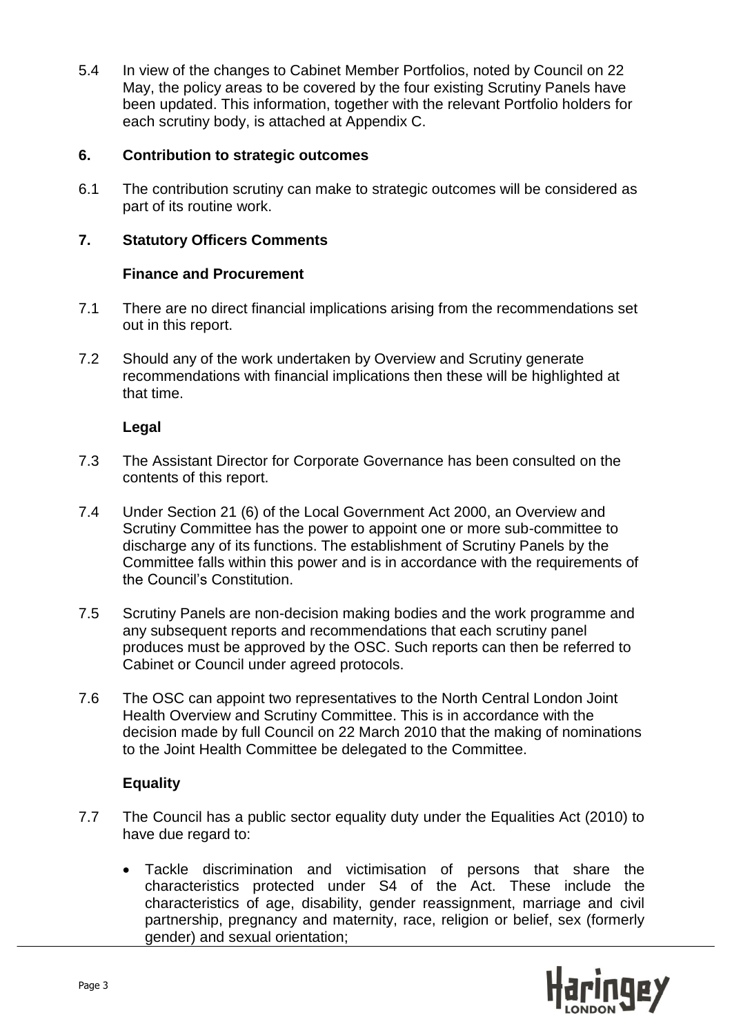5.4 In view of the changes to Cabinet Member Portfolios, noted by Council on 22 May, the policy areas to be covered by the four existing Scrutiny Panels have been updated. This information, together with the relevant Portfolio holders for each scrutiny body, is attached at Appendix C.

## 6. Contribution to strategic outcomes

6.1 The contribution scrutiny can make to strategic outcomes will be considered as part of its routine work.

## 7. Statutory Officers Comments

### Finance and Procurement

7.1 There are no direct financial implications arising from the recommendations set out in this report.

7.2 Should any of the work undertaken by Overview and Scrutiny generate recommendations with financial implications then these will be highlighted at that time.

### Legal

7.3 The Assistant Director for Corporate Governance has been consulted on the contents of this report.

7.4 Under Section 21 (6) of the Local Government Act 2000, an Overview and Scrutiny Committee has the power to appoint one or more sub-committee to discharge any of its functions. The establishment of Scrutiny Panels by the Committee falls within this power and is in accordance with the requirements of the Council's Constitution.

7.5 Scrutiny Panels are non-decision making bodies and the work programme and any subsequent reports and recommendations that each scrutiny panel produces must be approved by the OSC. Such reports can then be referred to Cabinet or Council under agreed protocols.

7.6 The OSC can appoint two representatives to the North Central London Joint Health Overview and Scrutiny Committee. This is in accordance with the decision made by full Council on 22 March 2010 that the making of nominations to the Joint Health Committee be delegated to the Committee.

### Equality

7.7 The Council has a public sector equality duty under the Equalities Act (2010) to have due regard to:

- Tackle discrimination and victimisation of persons that share the characteristics protected under S4 of the Act. These include the characteristics of age, disability, gender reassignment, marriage and civil partnership, pregnancy and maternity, race, religion or belief, sex (formerly gender) and sexual orientation;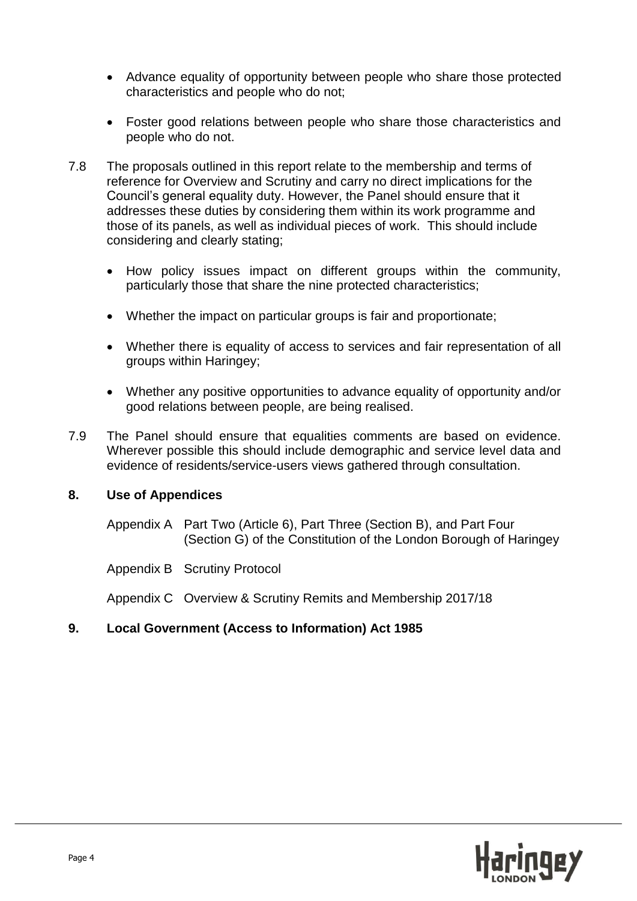- Advance equality of opportunity between people who share those protected characteristics and people who do not;

- Foster good relations between people who share those characteristics and people who do not.

7.8 The proposals outlined in this report relate to the membership and terms of reference for Overview and Scrutiny and carry no direct implications for the Council's general equality duty. However, the Panel should ensure that it addresses these duties by considering them within its work programme and those of its panels, as well as individual pieces of work. This should include considering and clearly stating;

- How policy issues impact on different groups within the community, particularly those that share the nine protected characteristics;

- Whether the impact on particular groups is fair and proportionate;

- Whether there is equality of access to services and fair representation of all groups within Haringey;

- Whether any positive opportunities to advance equality of opportunity and/or good relations between people, are being realised.

7.9 The Panel should ensure that equalities comments are based on evidence. Wherever possible this should include demographic and service level data and evidence of residents/service-users views gathered through consultation.

## 8. Use of Appendices

Appendix A Part Two (Article 6), Part Three (Section B), and Part Four (Section G) of the Constitution of the London Borough of Haringey

Appendix B Scrutiny Protocol

Appendix C Overview & Scrutiny Remits and Membership 2017/18

## 9. Local Government (Access to Information) Act 1985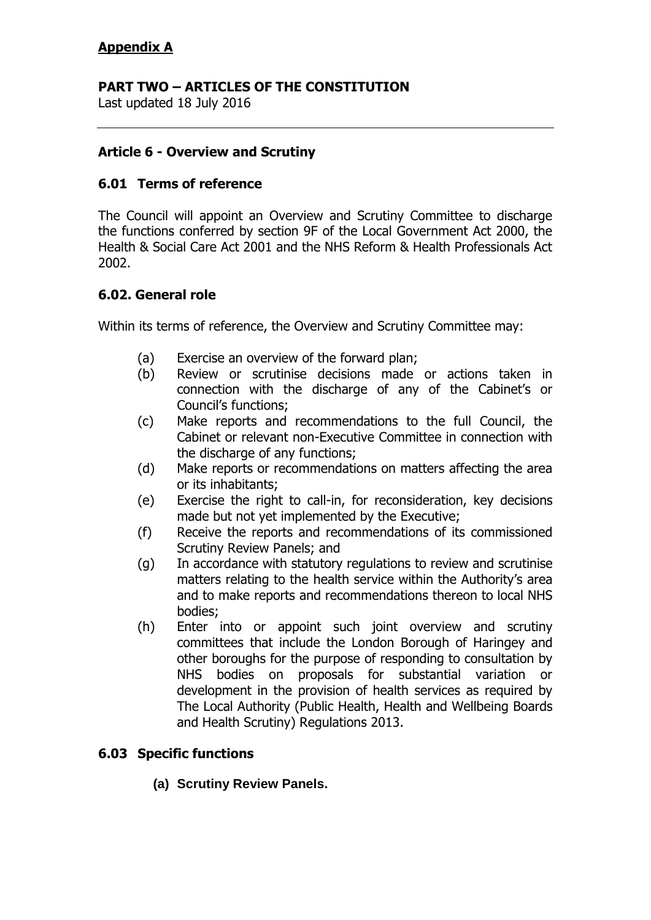**Appendix A**

## PART TWO – ARTICLES OF THE CONSTITUTION

Last updated 18 July 2016

---

### Article 6 - Overview and Scrutiny

#### 6.01 Terms of reference

The Council will appoint an Overview and Scrutiny Committee to discharge the functions conferred by section 9F of the Local Government Act 2000, the Health & Social Care Act 2001 and the NHS Reform & Health Professionals Act 2002.

#### 6.02. General role

Within its terms of reference, the Overview and Scrutiny Committee may:

(a) Exercise an overview of the forward plan;

(b) Review or scrutinise decisions made or actions taken in connection with the discharge of any of the Cabinet's or Council's functions;

(c) Make reports and recommendations to the full Council, the Cabinet or relevant non-Executive Committee in connection with the discharge of any functions;

(d) Make reports or recommendations on matters affecting the area or its inhabitants;

(e) Exercise the right to call-in, for reconsideration, key decisions made but not yet implemented by the Executive;

(f) Receive the reports and recommendations of its commissioned Scrutiny Review Panels; and

(g) In accordance with statutory regulations to review and scrutinise matters relating to the health service within the Authority's area and to make reports and recommendations thereon to local NHS bodies;

(h) Enter into or appoint such joint overview and scrutiny committees that include the London Borough of Haringey and other boroughs for the purpose of responding to consultation by NHS bodies on proposals for substantial variation or development in the provision of health services as required by The Local Authority (Public Health, Health and Wellbeing Boards and Health Scrutiny) Regulations 2013.

#### 6.03 Specific functions

**(a) Scrutiny Review Panels.**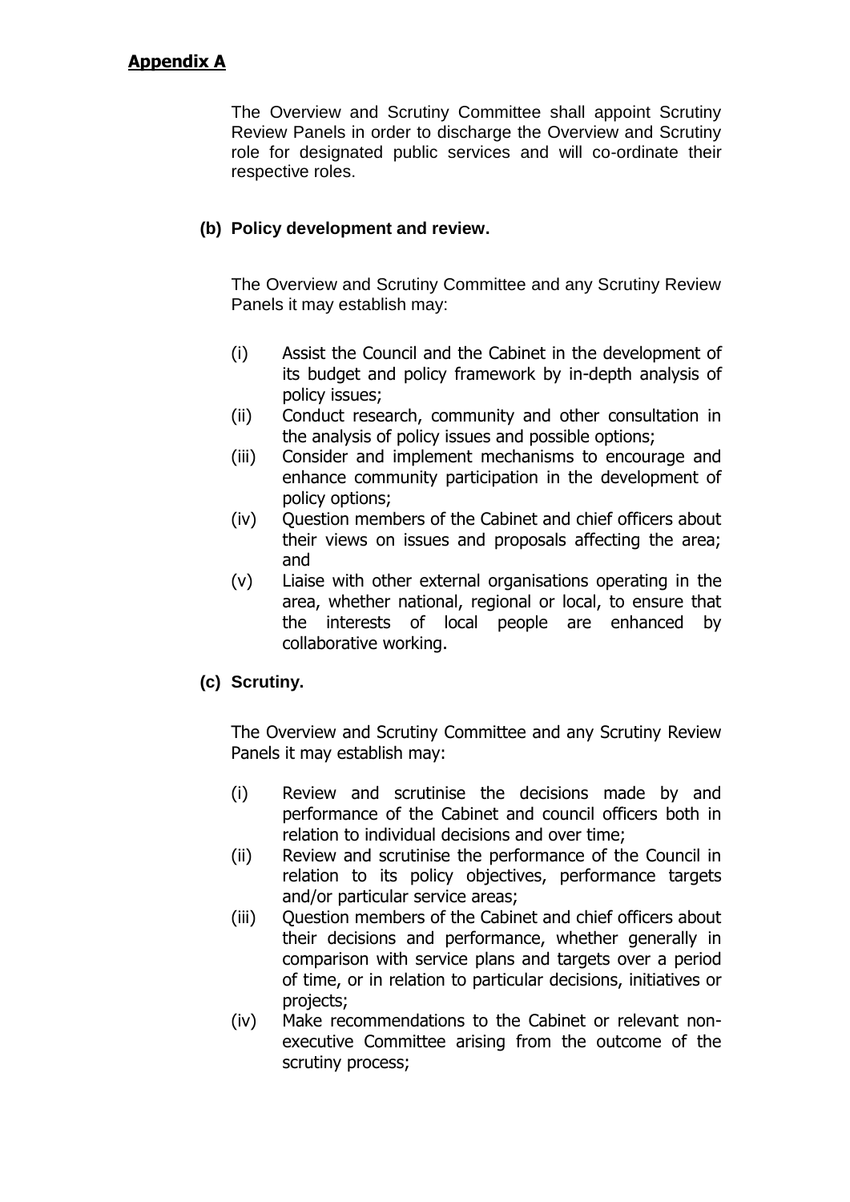**Appendix A**

The Overview and Scrutiny Committee shall appoint Scrutiny Review Panels in order to discharge the Overview and Scrutiny role for designated public services and will co-ordinate their respective roles.

**(b) Policy development and review.**

The Overview and Scrutiny Committee and any Scrutiny Review Panels it may establish may:

(i) Assist the Council and the Cabinet in the development of its budget and policy framework by in-depth analysis of policy issues;

(ii) Conduct research, community and other consultation in the analysis of policy issues and possible options;

(iii) Consider and implement mechanisms to encourage and enhance community participation in the development of policy options;

(iv) Question members of the Cabinet and chief officers about their views on issues and proposals affecting the area; and

(v) Liaise with other external organisations operating in the area, whether national, regional or local, to ensure that the interests of local people are enhanced by collaborative working.

**(c) Scrutiny.**

The Overview and Scrutiny Committee and any Scrutiny Review Panels it may establish may:

(i) Review and scrutinise the decisions made by and performance of the Cabinet and council officers both in relation to individual decisions and over time;

(ii) Review and scrutinise the performance of the Council in relation to its policy objectives, performance targets and/or particular service areas;

(iii) Question members of the Cabinet and chief officers about their decisions and performance, whether generally in comparison with service plans and targets over a period of time, or in relation to particular decisions, initiatives or projects;

(iv) Make recommendations to the Cabinet or relevant non-executive Committee arising from the outcome of the scrutiny process;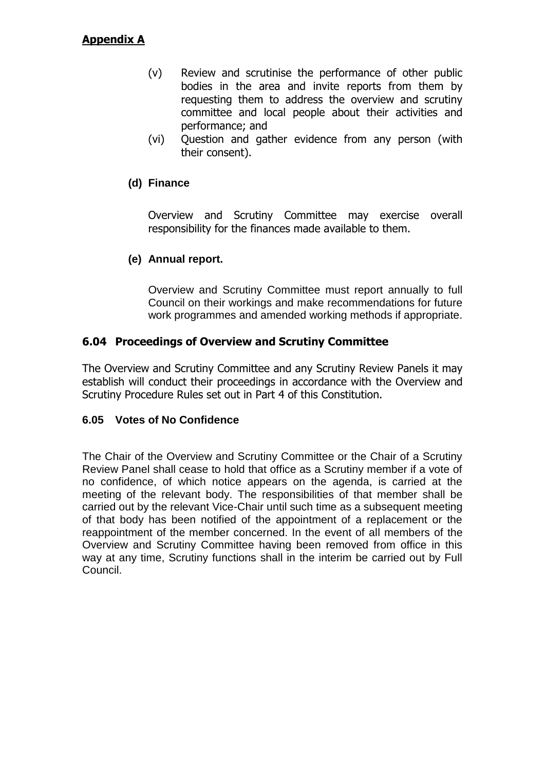**Appendix A**

(v) Review and scrutinise the performance of other public bodies in the area and invite reports from them by requesting them to address the overview and scrutiny committee and local people about their activities and performance; and

(vi) Question and gather evidence from any person (with their consent).

**(d) Finance**

Overview and Scrutiny Committee may exercise overall responsibility for the finances made available to them.

**(e) Annual report.**

Overview and Scrutiny Committee must report annually to full Council on their workings and make recommendations for future work programmes and amended working methods if appropriate.

### 6.04 Proceedings of Overview and Scrutiny Committee

The Overview and Scrutiny Committee and any Scrutiny Review Panels it may establish will conduct their proceedings in accordance with the Overview and Scrutiny Procedure Rules set out in Part 4 of this Constitution.

### 6.05 Votes of No Confidence

The Chair of the Overview and Scrutiny Committee or the Chair of a Scrutiny Review Panel shall cease to hold that office as a Scrutiny member if a vote of no confidence, of which notice appears on the agenda, is carried at the meeting of the relevant body. The responsibilities of that member shall be carried out by the relevant Vice-Chair until such time as a subsequent meeting of that body has been notified of the appointment of a replacement or the reappointment of the member concerned. In the event of all members of the Overview and Scrutiny Committee having been removed from office in this way at any time, Scrutiny functions shall in the interim be carried out by Full Council.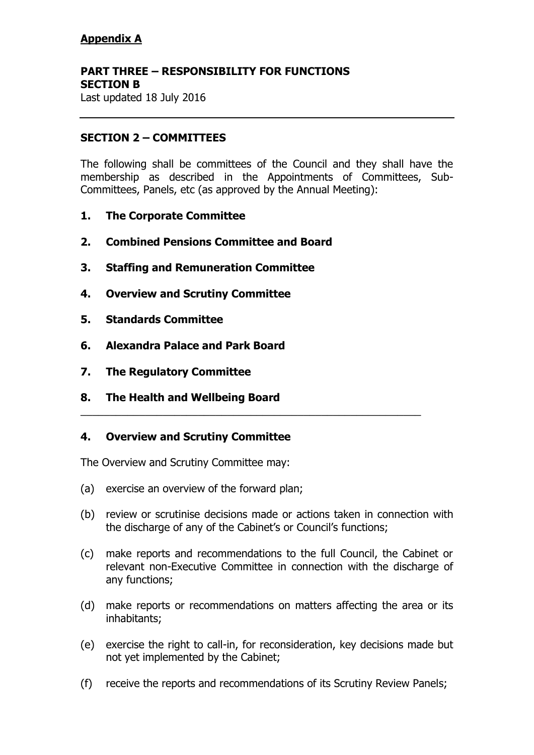**Appendix A**

**PART THREE – RESPONSIBILITY FOR FUNCTIONS**
**SECTION B**
Last updated 18 July 2016

---

**SECTION 2 – COMMITTEES**

The following shall be committees of the Council and they shall have the membership as described in the Appointments of Committees, Sub-Committees, Panels, etc (as approved by the Annual Meeting):

1. **The Corporate Committee**
2. **Combined Pensions Committee and Board**
3. **Staffing and Remuneration Committee**
4. **Overview and Scrutiny Committee**
5. **Standards Committee**
6. **Alexandra Palace and Park Board**
7. **The Regulatory Committee**
8. **The Health and Wellbeing Board**

---

**4. Overview and Scrutiny Committee**

The Overview and Scrutiny Committee may:

(a) exercise an overview of the forward plan;

(b) review or scrutinise decisions made or actions taken in connection with the discharge of any of the Cabinet's or Council's functions;

(c) make reports and recommendations to the full Council, the Cabinet or relevant non-Executive Committee in connection with the discharge of any functions;

(d) make reports or recommendations on matters affecting the area or its inhabitants;

(e) exercise the right to call-in, for reconsideration, key decisions made but not yet implemented by the Cabinet;

(f) receive the reports and recommendations of its Scrutiny Review Panels;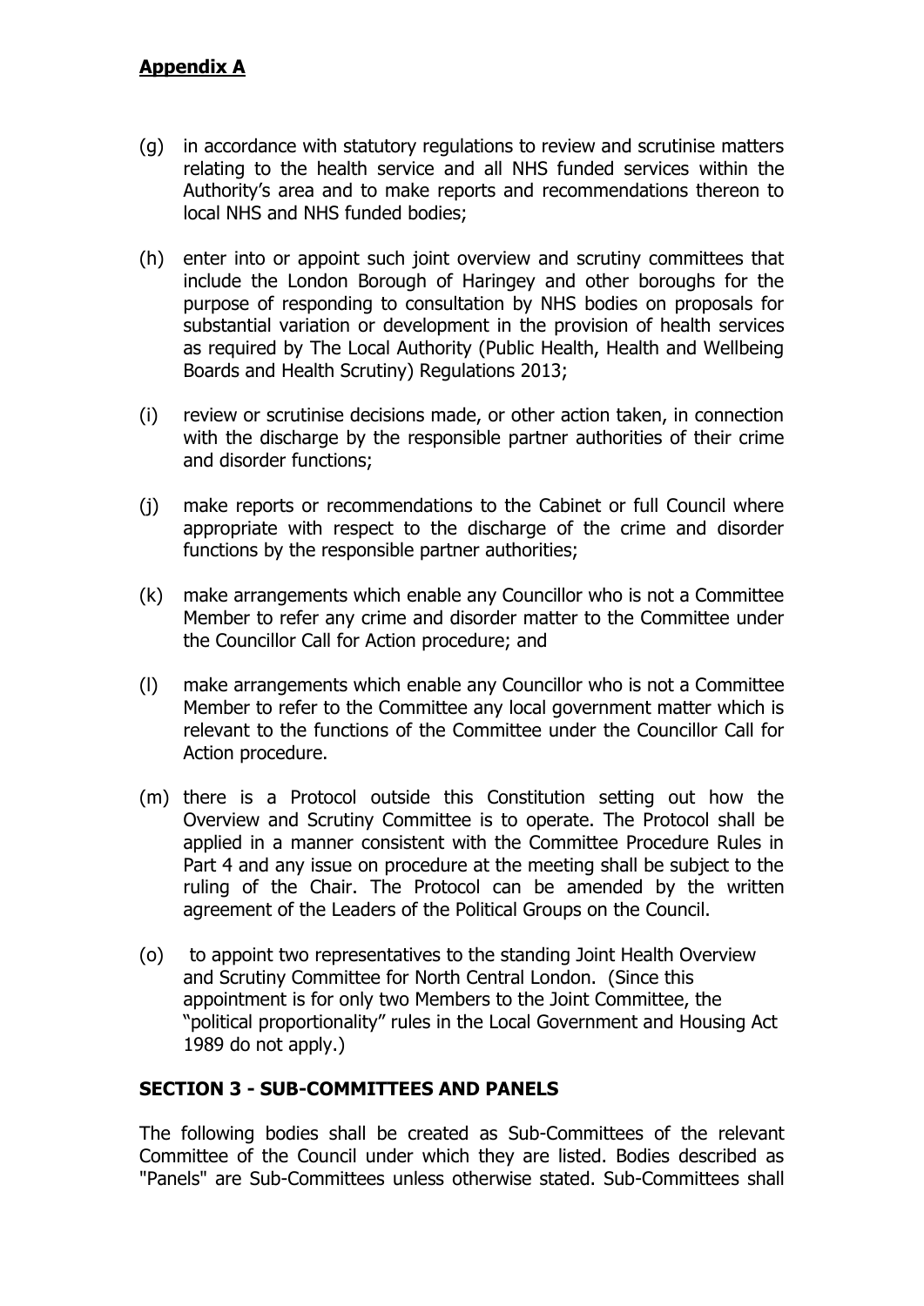**Appendix A**

(g) in accordance with statutory regulations to review and scrutinise matters relating to the health service and all NHS funded services within the Authority's area and to make reports and recommendations thereon to local NHS and NHS funded bodies;

(h) enter into or appoint such joint overview and scrutiny committees that include the London Borough of Haringey and other boroughs for the purpose of responding to consultation by NHS bodies on proposals for substantial variation or development in the provision of health services as required by The Local Authority (Public Health, Health and Wellbeing Boards and Health Scrutiny) Regulations 2013;

(i) review or scrutinise decisions made, or other action taken, in connection with the discharge by the responsible partner authorities of their crime and disorder functions;

(j) make reports or recommendations to the Cabinet or full Council where appropriate with respect to the discharge of the crime and disorder functions by the responsible partner authorities;

(k) make arrangements which enable any Councillor who is not a Committee Member to refer any crime and disorder matter to the Committee under the Councillor Call for Action procedure; and

(l) make arrangements which enable any Councillor who is not a Committee Member to refer to the Committee any local government matter which is relevant to the functions of the Committee under the Councillor Call for Action procedure.

(m) there is a Protocol outside this Constitution setting out how the Overview and Scrutiny Committee is to operate. The Protocol shall be applied in a manner consistent with the Committee Procedure Rules in Part 4 and any issue on procedure at the meeting shall be subject to the ruling of the Chair. The Protocol can be amended by the written agreement of the Leaders of the Political Groups on the Council.

(o) to appoint two representatives to the standing Joint Health Overview and Scrutiny Committee for North Central London. (Since this appointment is for only two Members to the Joint Committee, the "political proportionality" rules in the Local Government and Housing Act 1989 do not apply.)

**SECTION 3 - SUB-COMMITTEES AND PANELS**

The following bodies shall be created as Sub-Committees of the relevant Committee of the Council under which they are listed. Bodies described as "Panels" are Sub-Committees unless otherwise stated. Sub-Committees shall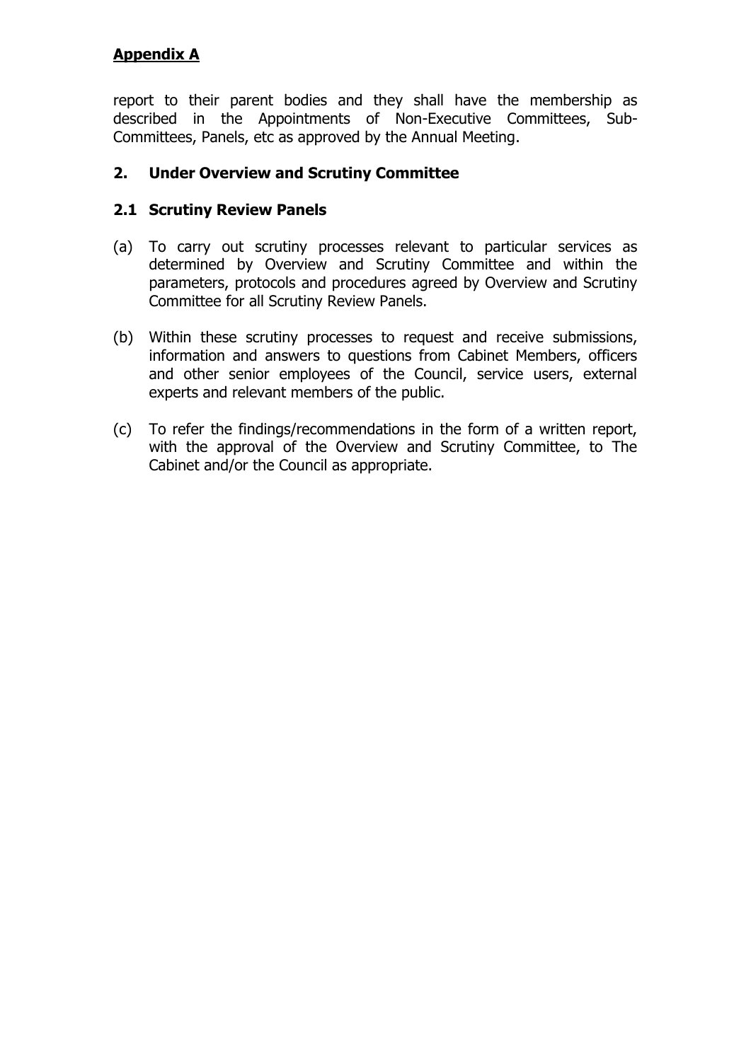**Appendix A**

report to their parent bodies and they shall have the membership as described in the Appointments of Non-Executive Committees, Sub-Committees, Panels, etc as approved by the Annual Meeting.

## 2. Under Overview and Scrutiny Committee

### 2.1 Scrutiny Review Panels

(a) To carry out scrutiny processes relevant to particular services as determined by Overview and Scrutiny Committee and within the parameters, protocols and procedures agreed by Overview and Scrutiny Committee for all Scrutiny Review Panels.

(b) Within these scrutiny processes to request and receive submissions, information and answers to questions from Cabinet Members, officers and other senior employees of the Council, service users, external experts and relevant members of the public.

(c) To refer the findings/recommendations in the form of a written report, with the approval of the Overview and Scrutiny Committee, to The Cabinet and/or the Council as appropriate.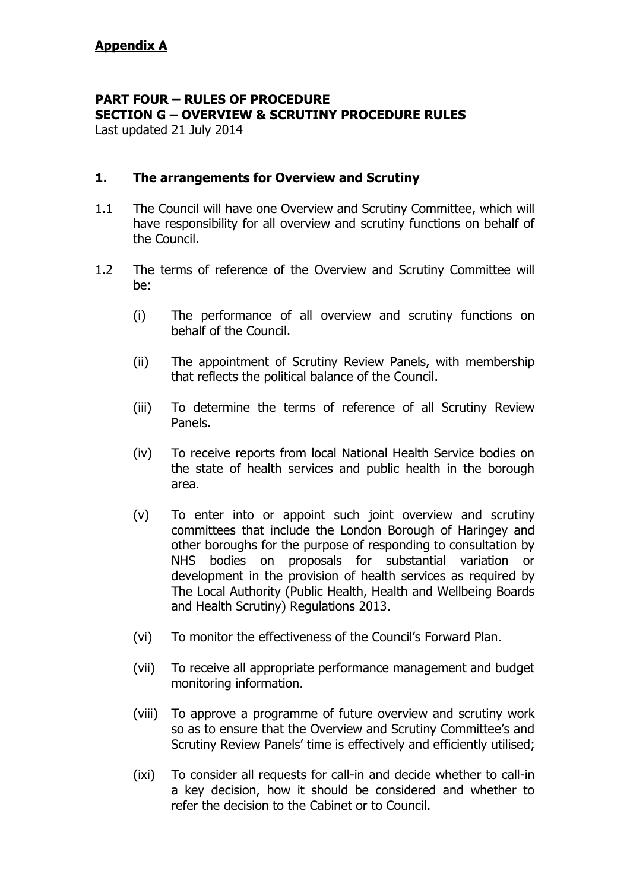**Appendix A**

**PART FOUR – RULES OF PROCEDURE**
**SECTION G – OVERVIEW & SCRUTINY PROCEDURE RULES**
Last updated 21 July 2014

---

## 1. The arrangements for Overview and Scrutiny

1.1 The Council will have one Overview and Scrutiny Committee, which will have responsibility for all overview and scrutiny functions on behalf of the Council.

1.2 The terms of reference of the Overview and Scrutiny Committee will be:

(i) The performance of all overview and scrutiny functions on behalf of the Council.

(ii) The appointment of Scrutiny Review Panels, with membership that reflects the political balance of the Council.

(iii) To determine the terms of reference of all Scrutiny Review Panels.

(iv) To receive reports from local National Health Service bodies on the state of health services and public health in the borough area.

(v) To enter into or appoint such joint overview and scrutiny committees that include the London Borough of Haringey and other boroughs for the purpose of responding to consultation by NHS bodies on proposals for substantial variation or development in the provision of health services as required by The Local Authority (Public Health, Health and Wellbeing Boards and Health Scrutiny) Regulations 2013.

(vi) To monitor the effectiveness of the Council's Forward Plan.

(vii) To receive all appropriate performance management and budget monitoring information.

(viii) To approve a programme of future overview and scrutiny work so as to ensure that the Overview and Scrutiny Committee's and Scrutiny Review Panels' time is effectively and efficiently utilised;

(ixi) To consider all requests for call-in and decide whether to call-in a key decision, how it should be considered and whether to refer the decision to the Cabinet or to Council.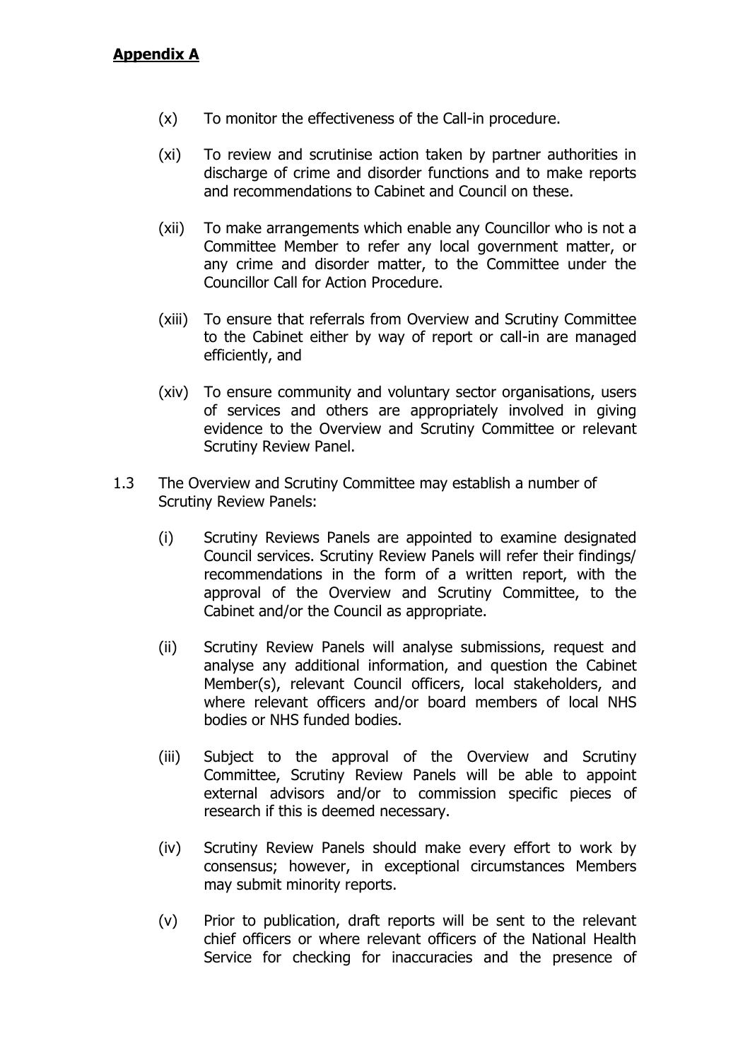**Appendix A**

(x) To monitor the effectiveness of the Call-in procedure.

(xi) To review and scrutinise action taken by partner authorities in discharge of crime and disorder functions and to make reports and recommendations to Cabinet and Council on these.

(xii) To make arrangements which enable any Councillor who is not a Committee Member to refer any local government matter, or any crime and disorder matter, to the Committee under the Councillor Call for Action Procedure.

(xiii) To ensure that referrals from Overview and Scrutiny Committee to the Cabinet either by way of report or call-in are managed efficiently, and

(xiv) To ensure community and voluntary sector organisations, users of services and others are appropriately involved in giving evidence to the Overview and Scrutiny Committee or relevant Scrutiny Review Panel.

1.3 The Overview and Scrutiny Committee may establish a number of Scrutiny Review Panels:

(i) Scrutiny Reviews Panels are appointed to examine designated Council services. Scrutiny Review Panels will refer their findings/ recommendations in the form of a written report, with the approval of the Overview and Scrutiny Committee, to the Cabinet and/or the Council as appropriate.

(ii) Scrutiny Review Panels will analyse submissions, request and analyse any additional information, and question the Cabinet Member(s), relevant Council officers, local stakeholders, and where relevant officers and/or board members of local NHS bodies or NHS funded bodies.

(iii) Subject to the approval of the Overview and Scrutiny Committee, Scrutiny Review Panels will be able to appoint external advisors and/or to commission specific pieces of research if this is deemed necessary.

(iv) Scrutiny Review Panels should make every effort to work by consensus; however, in exceptional circumstances Members may submit minority reports.

(v) Prior to publication, draft reports will be sent to the relevant chief officers or where relevant officers of the National Health Service for checking for inaccuracies and the presence of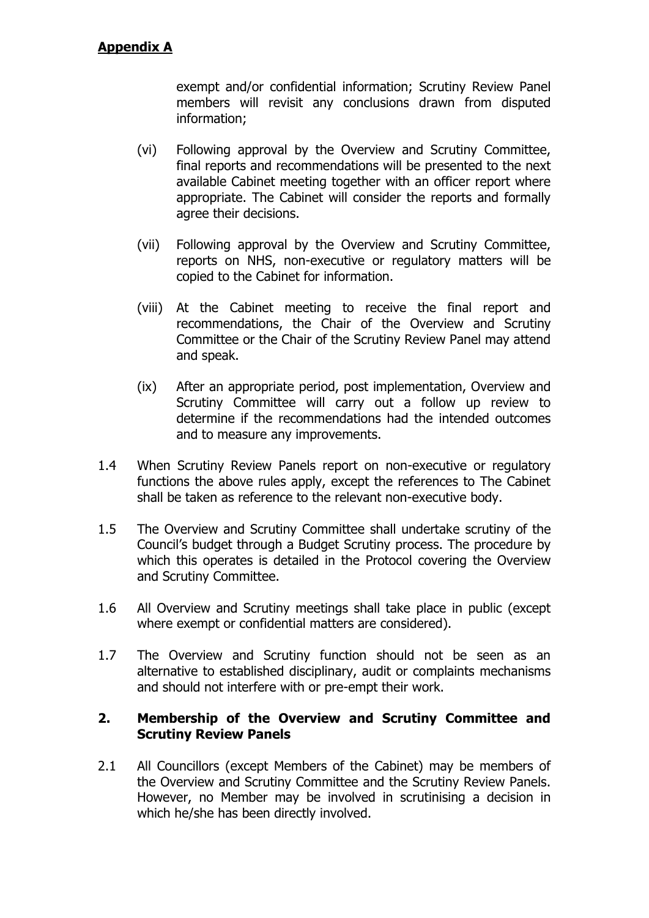**Appendix A**

exempt and/or confidential information; Scrutiny Review Panel members will revisit any conclusions drawn from disputed information;

(vi) Following approval by the Overview and Scrutiny Committee, final reports and recommendations will be presented to the next available Cabinet meeting together with an officer report where appropriate. The Cabinet will consider the reports and formally agree their decisions.

(vii) Following approval by the Overview and Scrutiny Committee, reports on NHS, non-executive or regulatory matters will be copied to the Cabinet for information.

(viii) At the Cabinet meeting to receive the final report and recommendations, the Chair of the Overview and Scrutiny Committee or the Chair of the Scrutiny Review Panel may attend and speak.

(ix) After an appropriate period, post implementation, Overview and Scrutiny Committee will carry out a follow up review to determine if the recommendations had the intended outcomes and to measure any improvements.

1.4 When Scrutiny Review Panels report on non-executive or regulatory functions the above rules apply, except the references to The Cabinet shall be taken as reference to the relevant non-executive body.

1.5 The Overview and Scrutiny Committee shall undertake scrutiny of the Council's budget through a Budget Scrutiny process. The procedure by which this operates is detailed in the Protocol covering the Overview and Scrutiny Committee.

1.6 All Overview and Scrutiny meetings shall take place in public (except where exempt or confidential matters are considered).

1.7 The Overview and Scrutiny function should not be seen as an alternative to established disciplinary, audit or complaints mechanisms and should not interfere with or pre-empt their work.

## 2. Membership of the Overview and Scrutiny Committee and Scrutiny Review Panels

2.1 All Councillors (except Members of the Cabinet) may be members of the Overview and Scrutiny Committee and the Scrutiny Review Panels. However, no Member may be involved in scrutinising a decision in which he/she has been directly involved.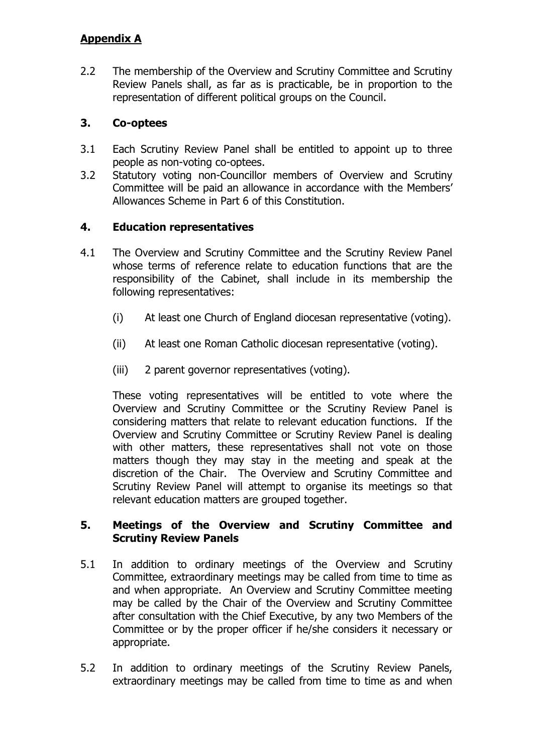**Appendix A**

2.2 The membership of the Overview and Scrutiny Committee and Scrutiny Review Panels shall, as far as is practicable, be in proportion to the representation of different political groups on the Council.

### 3. Co-optees

3.1 Each Scrutiny Review Panel shall be entitled to appoint up to three people as non-voting co-optees.

3.2 Statutory voting non-Councillor members of Overview and Scrutiny Committee will be paid an allowance in accordance with the Members' Allowances Scheme in Part 6 of this Constitution.

### 4. Education representatives

4.1 The Overview and Scrutiny Committee and the Scrutiny Review Panel whose terms of reference relate to education functions that are the responsibility of the Cabinet, shall include in its membership the following representatives:

(i) At least one Church of England diocesan representative (voting).

(ii) At least one Roman Catholic diocesan representative (voting).

(iii) 2 parent governor representatives (voting).

These voting representatives will be entitled to vote where the Overview and Scrutiny Committee or the Scrutiny Review Panel is considering matters that relate to relevant education functions. If the Overview and Scrutiny Committee or Scrutiny Review Panel is dealing with other matters, these representatives shall not vote on those matters though they may stay in the meeting and speak at the discretion of the Chair. The Overview and Scrutiny Committee and Scrutiny Review Panel will attempt to organise its meetings so that relevant education matters are grouped together.

### 5. Meetings of the Overview and Scrutiny Committee and Scrutiny Review Panels

5.1 In addition to ordinary meetings of the Overview and Scrutiny Committee, extraordinary meetings may be called from time to time as and when appropriate. An Overview and Scrutiny Committee meeting may be called by the Chair of the Overview and Scrutiny Committee after consultation with the Chief Executive, by any two Members of the Committee or by the proper officer if he/she considers it necessary or appropriate.

5.2 In addition to ordinary meetings of the Scrutiny Review Panels, extraordinary meetings may be called from time to time as and when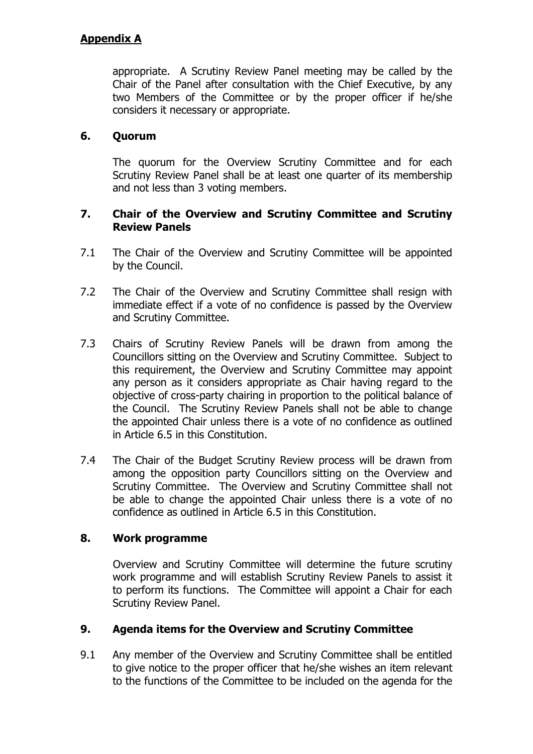appropriate. A Scrutiny Review Panel meeting may be called by the Chair of the Panel after consultation with the Chief Executive, by any two Members of the Committee or by the proper officer if he/she considers it necessary or appropriate.

## 6. Quorum

The quorum for the Overview Scrutiny Committee and for each Scrutiny Review Panel shall be at least one quarter of its membership and not less than 3 voting members.

## 7. Chair of the Overview and Scrutiny Committee and Scrutiny Review Panels

7.1 The Chair of the Overview and Scrutiny Committee will be appointed by the Council.

7.2 The Chair of the Overview and Scrutiny Committee shall resign with immediate effect if a vote of no confidence is passed by the Overview and Scrutiny Committee.

7.3 Chairs of Scrutiny Review Panels will be drawn from among the Councillors sitting on the Overview and Scrutiny Committee. Subject to this requirement, the Overview and Scrutiny Committee may appoint any person as it considers appropriate as Chair having regard to the objective of cross-party chairing in proportion to the political balance of the Council. The Scrutiny Review Panels shall not be able to change the appointed Chair unless there is a vote of no confidence as outlined in Article 6.5 in this Constitution.

7.4 The Chair of the Budget Scrutiny Review process will be drawn from among the opposition party Councillors sitting on the Overview and Scrutiny Committee. The Overview and Scrutiny Committee shall not be able to change the appointed Chair unless there is a vote of no confidence as outlined in Article 6.5 in this Constitution.

## 8. Work programme

Overview and Scrutiny Committee will determine the future scrutiny work programme and will establish Scrutiny Review Panels to assist it to perform its functions. The Committee will appoint a Chair for each Scrutiny Review Panel.

## 9. Agenda items for the Overview and Scrutiny Committee

9.1 Any member of the Overview and Scrutiny Committee shall be entitled to give notice to the proper officer that he/she wishes an item relevant to the functions of the Committee to be included on the agenda for the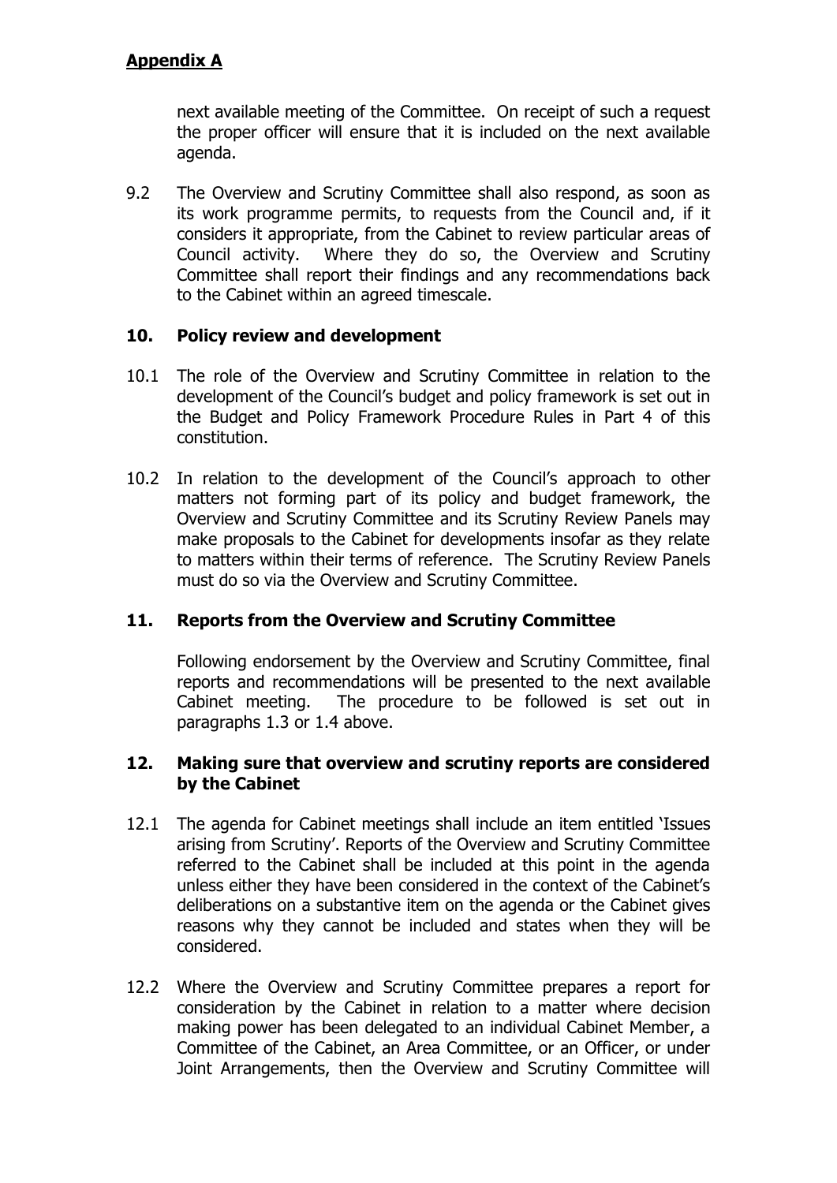next available meeting of the Committee. On receipt of such a request the proper officer will ensure that it is included on the next available agenda.

9.2 The Overview and Scrutiny Committee shall also respond, as soon as its work programme permits, to requests from the Council and, if it considers it appropriate, from the Cabinet to review particular areas of Council activity. Where they do so, the Overview and Scrutiny Committee shall report their findings and any recommendations back to the Cabinet within an agreed timescale.

### 10. Policy review and development

10.1 The role of the Overview and Scrutiny Committee in relation to the development of the Council's budget and policy framework is set out in the Budget and Policy Framework Procedure Rules in Part 4 of this constitution.

10.2 In relation to the development of the Council's approach to other matters not forming part of its policy and budget framework, the Overview and Scrutiny Committee and its Scrutiny Review Panels may make proposals to the Cabinet for developments insofar as they relate to matters within their terms of reference. The Scrutiny Review Panels must do so via the Overview and Scrutiny Committee.

### 11. Reports from the Overview and Scrutiny Committee

Following endorsement by the Overview and Scrutiny Committee, final reports and recommendations will be presented to the next available Cabinet meeting. The procedure to be followed is set out in paragraphs 1.3 or 1.4 above.

### 12. Making sure that overview and scrutiny reports are considered by the Cabinet

12.1 The agenda for Cabinet meetings shall include an item entitled 'Issues arising from Scrutiny'. Reports of the Overview and Scrutiny Committee referred to the Cabinet shall be included at this point in the agenda unless either they have been considered in the context of the Cabinet's deliberations on a substantive item on the agenda or the Cabinet gives reasons why they cannot be included and states when they will be considered.

12.2 Where the Overview and Scrutiny Committee prepares a report for consideration by the Cabinet in relation to a matter where decision making power has been delegated to an individual Cabinet Member, a Committee of the Cabinet, an Area Committee, or an Officer, or under Joint Arrangements, then the Overview and Scrutiny Committee will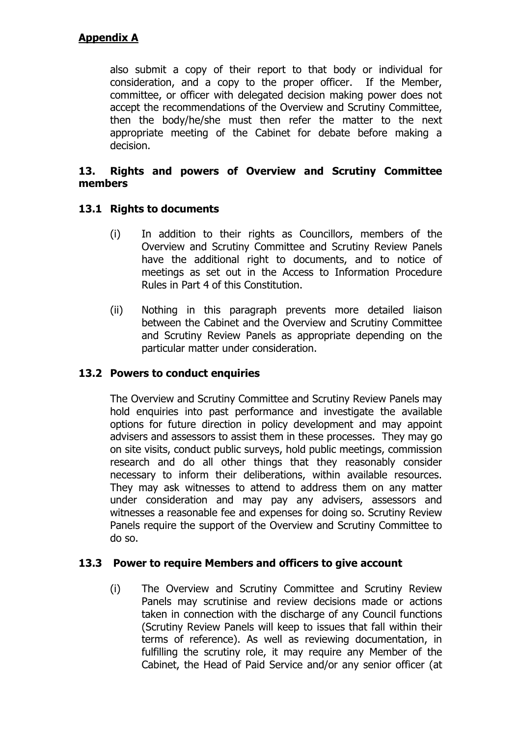**Appendix A**

also submit a copy of their report to that body or individual for consideration, and a copy to the proper officer. If the Member, committee, or officer with delegated decision making power does not accept the recommendations of the Overview and Scrutiny Committee, then the body/he/she must then refer the matter to the next appropriate meeting of the Cabinet for debate before making a decision.

## 13. Rights and powers of Overview and Scrutiny Committee members

### 13.1 Rights to documents

(i) In addition to their rights as Councillors, members of the Overview and Scrutiny Committee and Scrutiny Review Panels have the additional right to documents, and to notice of meetings as set out in the Access to Information Procedure Rules in Part 4 of this Constitution.

(ii) Nothing in this paragraph prevents more detailed liaison between the Cabinet and the Overview and Scrutiny Committee and Scrutiny Review Panels as appropriate depending on the particular matter under consideration.

### 13.2 Powers to conduct enquiries

The Overview and Scrutiny Committee and Scrutiny Review Panels may hold enquiries into past performance and investigate the available options for future direction in policy development and may appoint advisers and assessors to assist them in these processes. They may go on site visits, conduct public surveys, hold public meetings, commission research and do all other things that they reasonably consider necessary to inform their deliberations, within available resources. They may ask witnesses to attend to address them on any matter under consideration and may pay any advisers, assessors and witnesses a reasonable fee and expenses for doing so. Scrutiny Review Panels require the support of the Overview and Scrutiny Committee to do so.

### 13.3 Power to require Members and officers to give account

(i) The Overview and Scrutiny Committee and Scrutiny Review Panels may scrutinise and review decisions made or actions taken in connection with the discharge of any Council functions (Scrutiny Review Panels will keep to issues that fall within their terms of reference). As well as reviewing documentation, in fulfilling the scrutiny role, it may require any Member of the Cabinet, the Head of Paid Service and/or any senior officer (at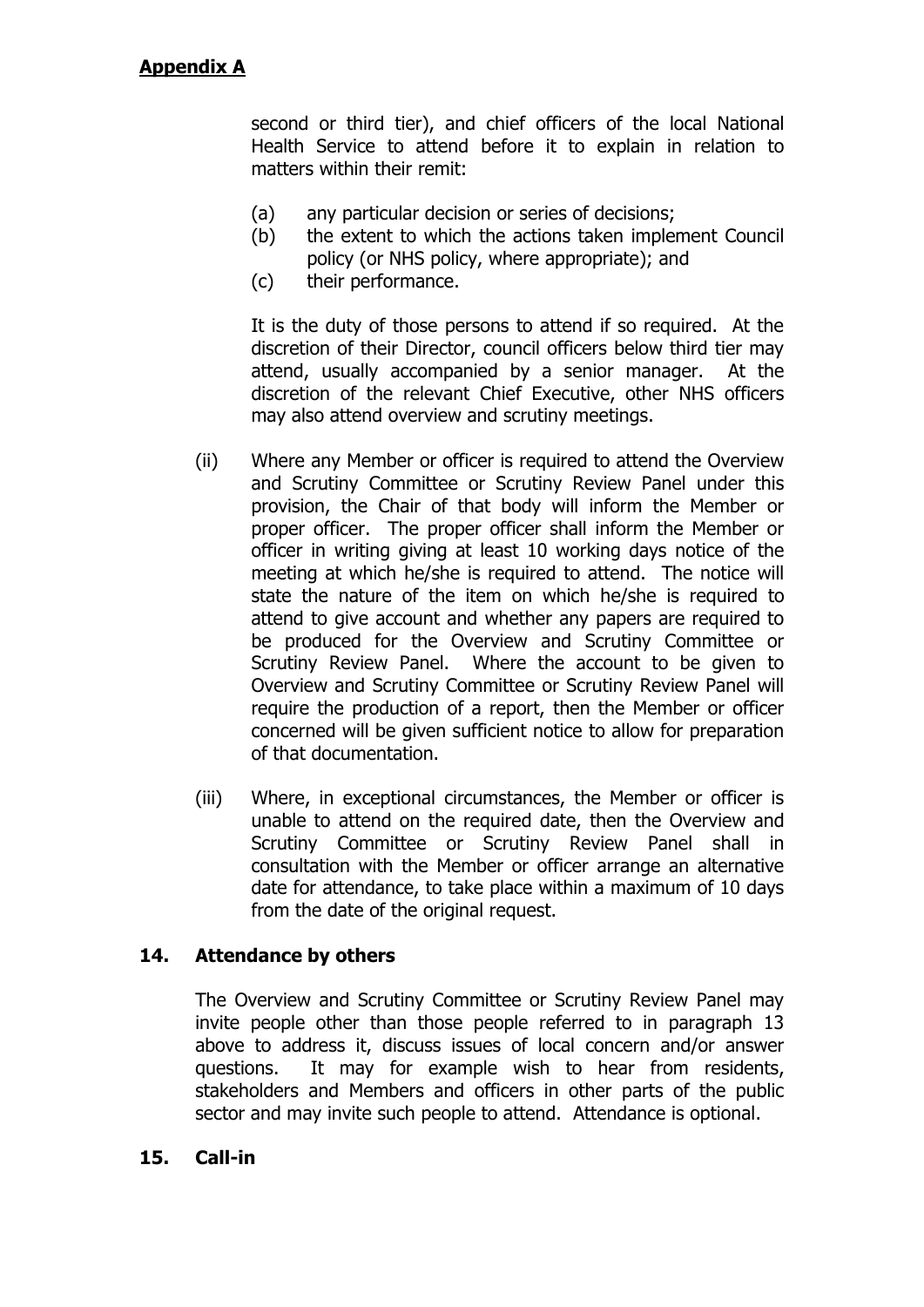**Appendix A**

second or third tier), and chief officers of the local National Health Service to attend before it to explain in relation to matters within their remit:

(a) any particular decision or series of decisions;
(b) the extent to which the actions taken implement Council policy (or NHS policy, where appropriate); and
(c) their performance.

It is the duty of those persons to attend if so required. At the discretion of their Director, council officers below third tier may attend, usually accompanied by a senior manager. At the discretion of the relevant Chief Executive, other NHS officers may also attend overview and scrutiny meetings.

(ii) Where any Member or officer is required to attend the Overview and Scrutiny Committee or Scrutiny Review Panel under this provision, the Chair of that body will inform the Member or proper officer. The proper officer shall inform the Member or officer in writing giving at least 10 working days notice of the meeting at which he/she is required to attend. The notice will state the nature of the item on which he/she is required to attend to give account and whether any papers are required to be produced for the Overview and Scrutiny Committee or Scrutiny Review Panel. Where the account to be given to Overview and Scrutiny Committee or Scrutiny Review Panel will require the production of a report, then the Member or officer concerned will be given sufficient notice to allow for preparation of that documentation.

(iii) Where, in exceptional circumstances, the Member or officer is unable to attend on the required date, then the Overview and Scrutiny Committee or Scrutiny Review Panel shall in consultation with the Member or officer arrange an alternative date for attendance, to take place within a maximum of 10 days from the date of the original request.

## 14. Attendance by others

The Overview and Scrutiny Committee or Scrutiny Review Panel may invite people other than those people referred to in paragraph 13 above to address it, discuss issues of local concern and/or answer questions. It may for example wish to hear from residents, stakeholders and Members and officers in other parts of the public sector and may invite such people to attend. Attendance is optional.

## 15. Call-in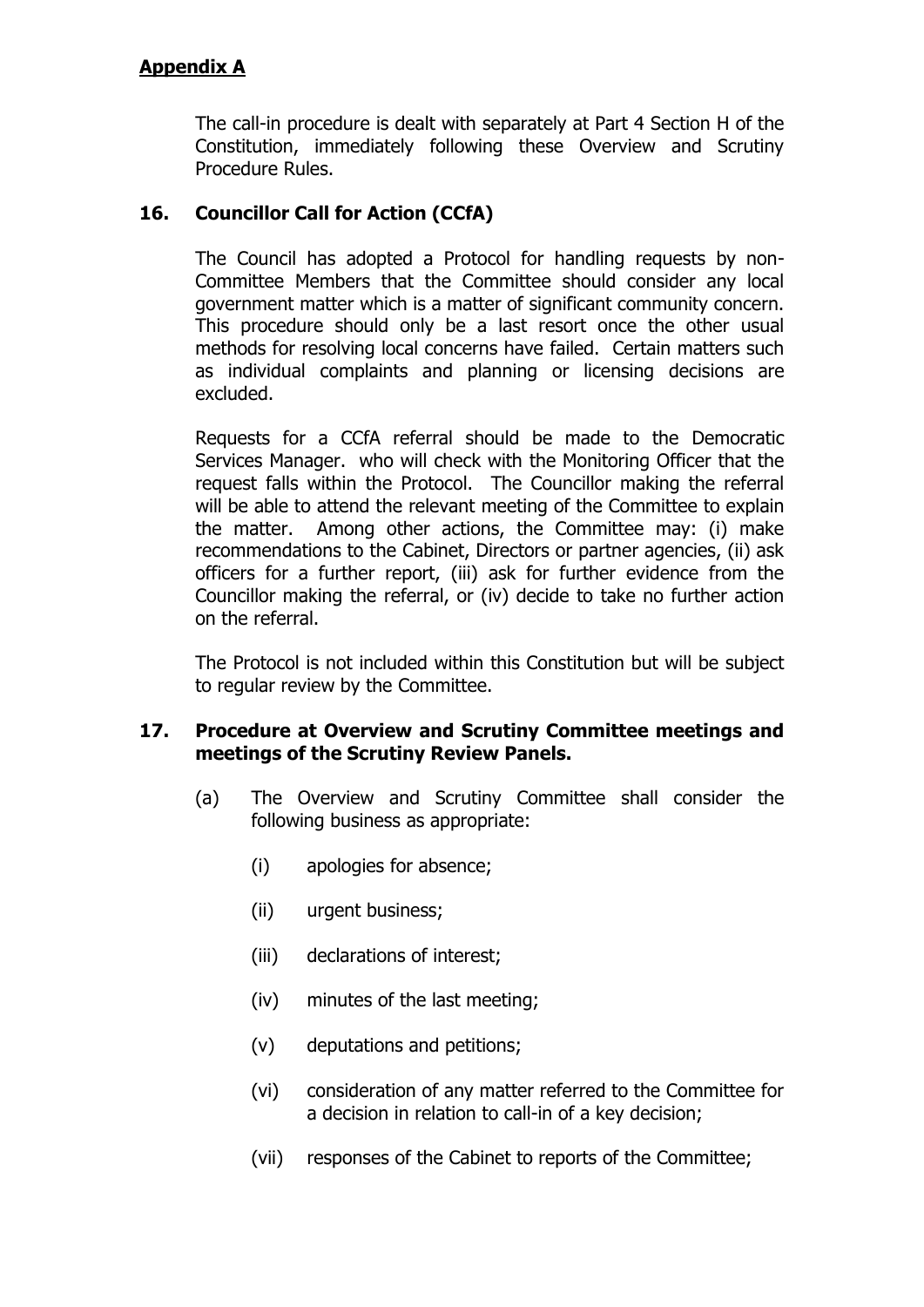**Appendix A**

The call-in procedure is dealt with separately at Part 4 Section H of the Constitution, immediately following these Overview and Scrutiny Procedure Rules.

## 16. Councillor Call for Action (CCfA)

The Council has adopted a Protocol for handling requests by non-Committee Members that the Committee should consider any local government matter which is a matter of significant community concern. This procedure should only be a last resort once the other usual methods for resolving local concerns have failed. Certain matters such as individual complaints and planning or licensing decisions are excluded.

Requests for a CCfA referral should be made to the Democratic Services Manager. who will check with the Monitoring Officer that the request falls within the Protocol. The Councillor making the referral will be able to attend the relevant meeting of the Committee to explain the matter. Among other actions, the Committee may: (i) make recommendations to the Cabinet, Directors or partner agencies, (ii) ask officers for a further report, (iii) ask for further evidence from the Councillor making the referral, or (iv) decide to take no further action on the referral.

The Protocol is not included within this Constitution but will be subject to regular review by the Committee.

## 17. Procedure at Overview and Scrutiny Committee meetings and meetings of the Scrutiny Review Panels.

(a) The Overview and Scrutiny Committee shall consider the following business as appropriate:

(i) apologies for absence;

(ii) urgent business;

(iii) declarations of interest;

(iv) minutes of the last meeting;

(v) deputations and petitions;

(vi) consideration of any matter referred to the Committee for a decision in relation to call-in of a key decision;

(vii) responses of the Cabinet to reports of the Committee;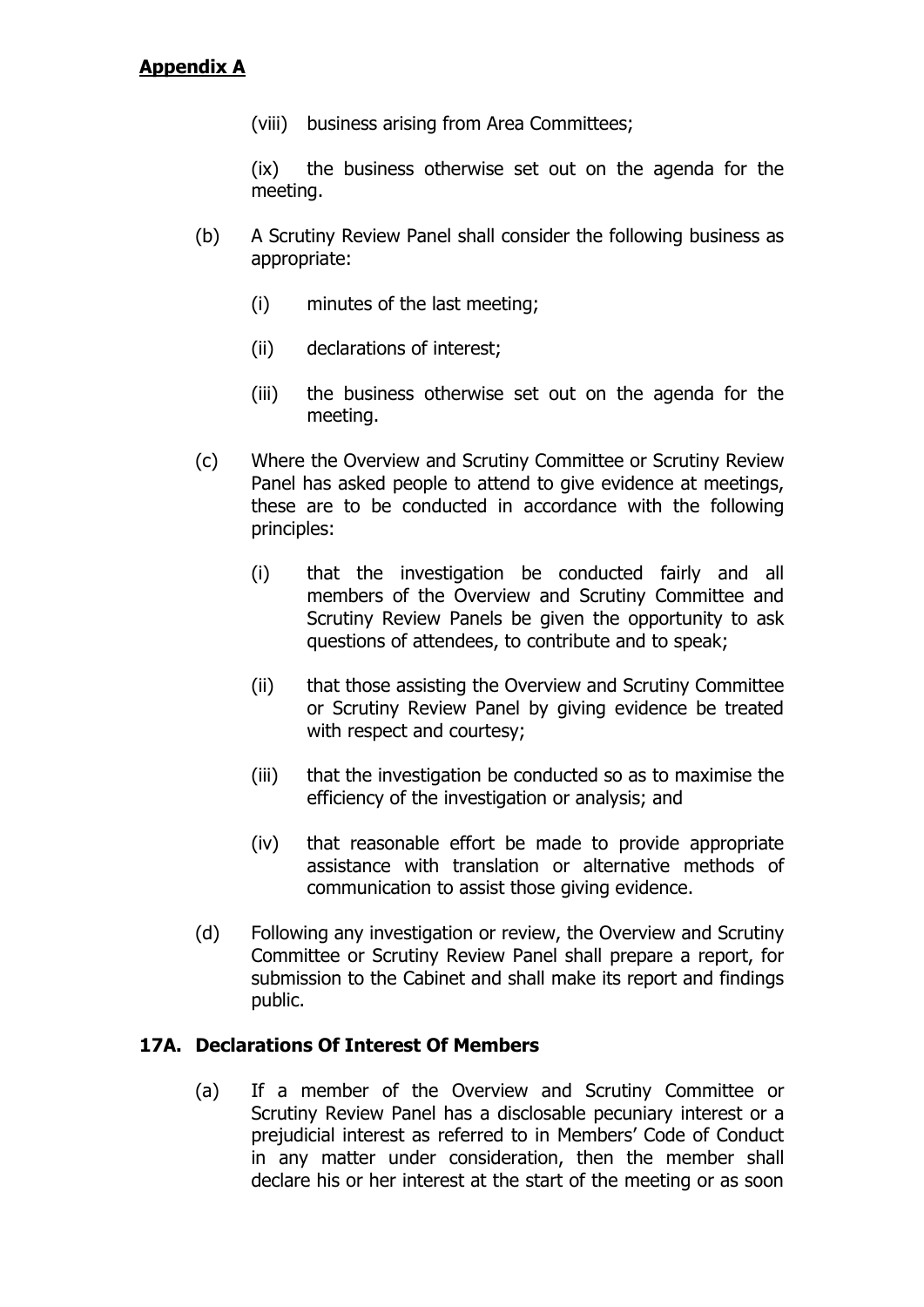**Appendix A**

(viii) business arising from Area Committees;

(ix) the business otherwise set out on the agenda for the meeting.

(b) A Scrutiny Review Panel shall consider the following business as appropriate:

(i) minutes of the last meeting;

(ii) declarations of interest;

(iii) the business otherwise set out on the agenda for the meeting.

(c) Where the Overview and Scrutiny Committee or Scrutiny Review Panel has asked people to attend to give evidence at meetings, these are to be conducted in accordance with the following principles:

(i) that the investigation be conducted fairly and all members of the Overview and Scrutiny Committee and Scrutiny Review Panels be given the opportunity to ask questions of attendees, to contribute and to speak;

(ii) that those assisting the Overview and Scrutiny Committee or Scrutiny Review Panel by giving evidence be treated with respect and courtesy;

(iii) that the investigation be conducted so as to maximise the efficiency of the investigation or analysis; and

(iv) that reasonable effort be made to provide appropriate assistance with translation or alternative methods of communication to assist those giving evidence.

(d) Following any investigation or review, the Overview and Scrutiny Committee or Scrutiny Review Panel shall prepare a report, for submission to the Cabinet and shall make its report and findings public.

**17A. Declarations Of Interest Of Members**

(a) If a member of the Overview and Scrutiny Committee or Scrutiny Review Panel has a disclosable pecuniary interest or a prejudicial interest as referred to in Members' Code of Conduct in any matter under consideration, then the member shall declare his or her interest at the start of the meeting or as soon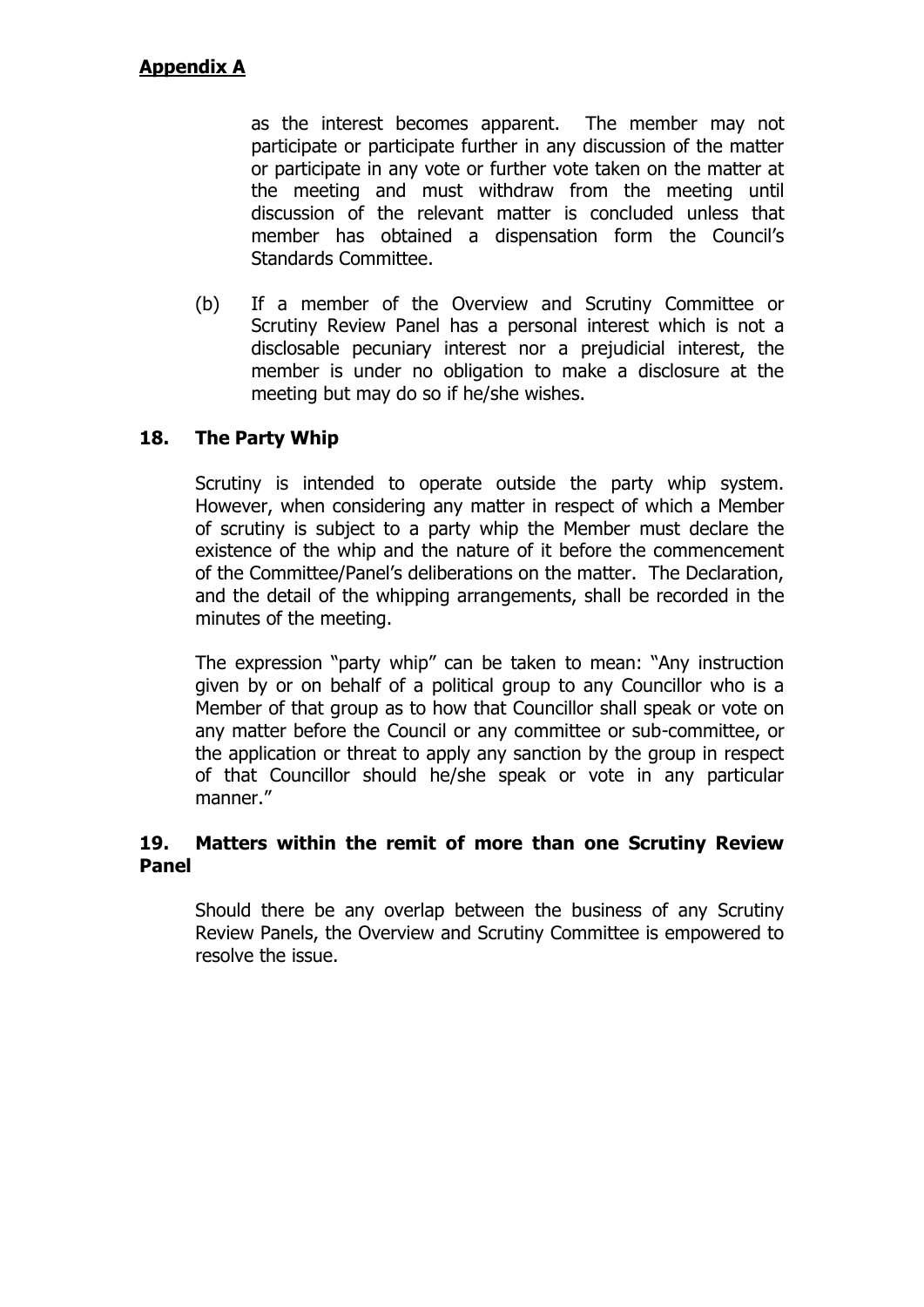as the interest becomes apparent. The member may not participate or participate further in any discussion of the matter or participate in any vote or further vote taken on the matter at the meeting and must withdraw from the meeting until discussion of the relevant matter is concluded unless that member has obtained a dispensation form the Council's Standards Committee.

(b) If a member of the Overview and Scrutiny Committee or Scrutiny Review Panel has a personal interest which is not a disclosable pecuniary interest nor a prejudicial interest, the member is under no obligation to make a disclosure at the meeting but may do so if he/she wishes.

## 18. The Party Whip

Scrutiny is intended to operate outside the party whip system. However, when considering any matter in respect of which a Member of scrutiny is subject to a party whip the Member must declare the existence of the whip and the nature of it before the commencement of the Committee/Panel's deliberations on the matter. The Declaration, and the detail of the whipping arrangements, shall be recorded in the minutes of the meeting.

The expression "party whip" can be taken to mean: "Any instruction given by or on behalf of a political group to any Councillor who is a Member of that group as to how that Councillor shall speak or vote on any matter before the Council or any committee or sub-committee, or the application or threat to apply any sanction by the group in respect of that Councillor should he/she speak or vote in any particular manner."

## 19. Matters within the remit of more than one Scrutiny Review Panel

Should there be any overlap between the business of any Scrutiny Review Panels, the Overview and Scrutiny Committee is empowered to resolve the issue.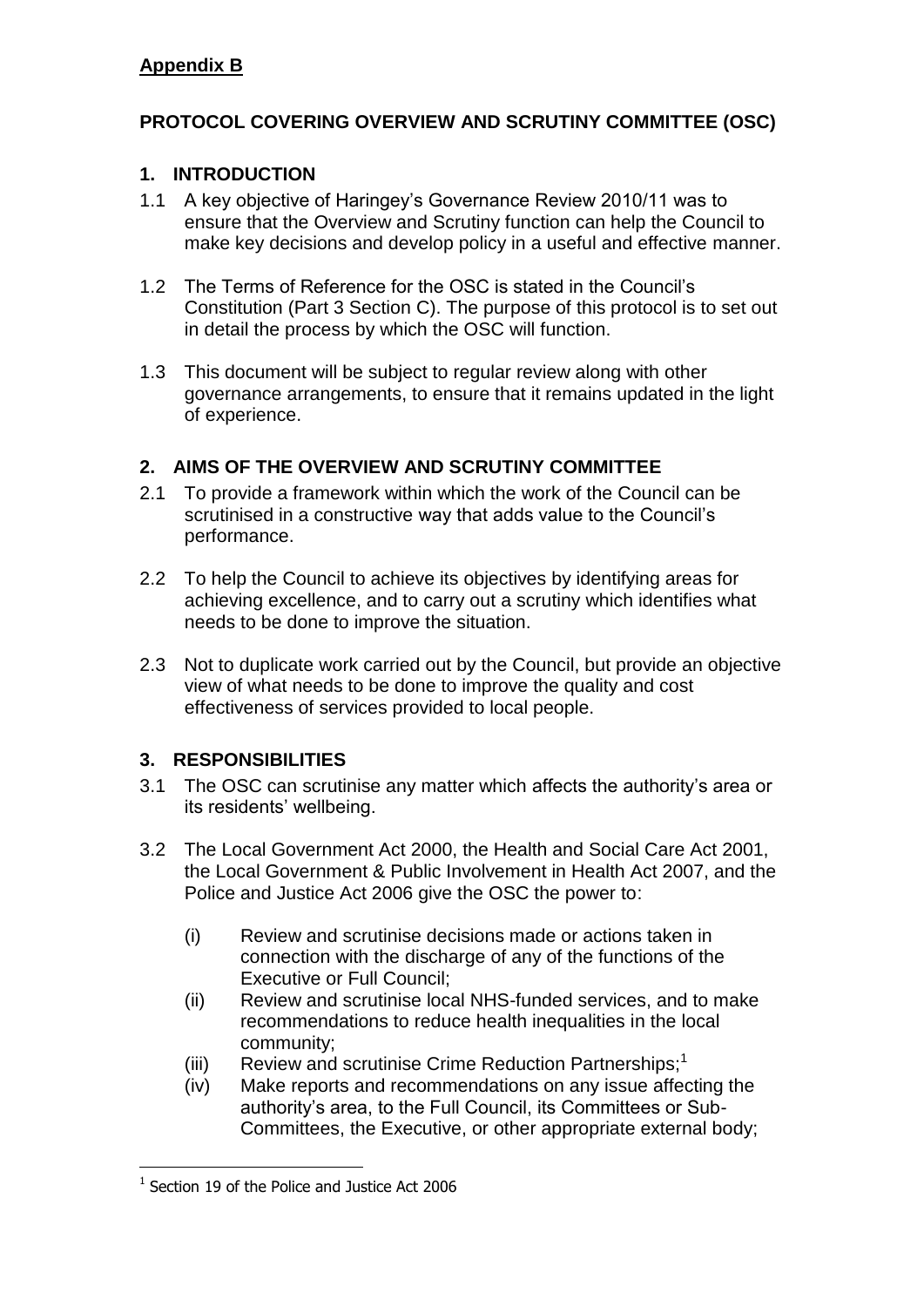**Appendix B**

**PROTOCOL COVERING OVERVIEW AND SCRUTINY COMMITTEE (OSC)**

## 1. INTRODUCTION

1.1 A key objective of Haringey's Governance Review 2010/11 was to ensure that the Overview and Scrutiny function can help the Council to make key decisions and develop policy in a useful and effective manner.

1.2 The Terms of Reference for the OSC is stated in the Council's Constitution (Part 3 Section C). The purpose of this protocol is to set out in detail the process by which the OSC will function.

1.3 This document will be subject to regular review along with other governance arrangements, to ensure that it remains updated in the light of experience.

## 2. AIMS OF THE OVERVIEW AND SCRUTINY COMMITTEE

2.1 To provide a framework within which the work of the Council can be scrutinised in a constructive way that adds value to the Council's performance.

2.2 To help the Council to achieve its objectives by identifying areas for achieving excellence, and to carry out a scrutiny which identifies what needs to be done to improve the situation.

2.3 Not to duplicate work carried out by the Council, but provide an objective view of what needs to be done to improve the quality and cost effectiveness of services provided to local people.

## 3. RESPONSIBILITIES

3.1 The OSC can scrutinise any matter which affects the authority's area or its residents' wellbeing.

3.2 The Local Government Act 2000, the Health and Social Care Act 2001, the Local Government & Public Involvement in Health Act 2007, and the Police and Justice Act 2006 give the OSC the power to:

(i) Review and scrutinise decisions made or actions taken in connection with the discharge of any of the functions of the Executive or Full Council;

(ii) Review and scrutinise local NHS-funded services, and to make recommendations to reduce health inequalities in the local community;

(iii) Review and scrutinise Crime Reduction Partnerships;[1]

(iv) Make reports and recommendations on any issue affecting the authority's area, to the Full Council, its Committees or Sub-Committees, the Executive, or other appropriate external body;

---

[1] Section 19 of the Police and Justice Act 2006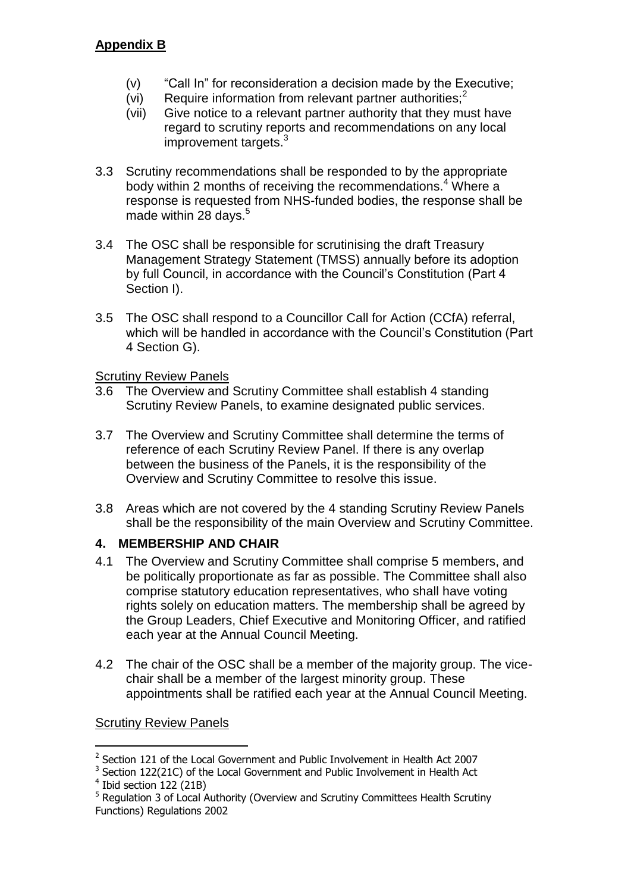**Appendix B**

(v) "Call In" for reconsideration a decision made by the Executive;

(vi) Require information from relevant partner authorities;[2]

(vii) Give notice to a relevant partner authority that they must have regard to scrutiny reports and recommendations on any local improvement targets.[3]

3.3 Scrutiny recommendations shall be responded to by the appropriate body within 2 months of receiving the recommendations.[4] Where a response is requested from NHS-funded bodies, the response shall be made within 28 days.[5]

3.4 The OSC shall be responsible for scrutinising the draft Treasury Management Strategy Statement (TMSS) annually before its adoption by full Council, in accordance with the Council's Constitution (Part 4 Section I).

3.5 The OSC shall respond to a Councillor Call for Action (CCfA) referral, which will be handled in accordance with the Council's Constitution (Part 4 Section G).

Scrutiny Review Panels

3.6 The Overview and Scrutiny Committee shall establish 4 standing Scrutiny Review Panels, to examine designated public services.

3.7 The Overview and Scrutiny Committee shall determine the terms of reference of each Scrutiny Review Panel. If there is any overlap between the business of the Panels, it is the responsibility of the Overview and Scrutiny Committee to resolve this issue.

3.8 Areas which are not covered by the 4 standing Scrutiny Review Panels shall be the responsibility of the main Overview and Scrutiny Committee.

## 4. MEMBERSHIP AND CHAIR

4.1 The Overview and Scrutiny Committee shall comprise 5 members, and be politically proportionate as far as possible. The Committee shall also comprise statutory education representatives, who shall have voting rights solely on education matters. The membership shall be agreed by the Group Leaders, Chief Executive and Monitoring Officer, and ratified each year at the Annual Council Meeting.

4.2 The chair of the OSC shall be a member of the majority group. The vice-chair shall be a member of the largest minority group. These appointments shall be ratified each year at the Annual Council Meeting.

Scrutiny Review Panels

---

[2] Section 121 of the Local Government and Public Involvement in Health Act 2007

[3] Section 122(21C) of the Local Government and Public Involvement in Health Act

[4] Ibid section 122 (21B)

[5] Regulation 3 of Local Authority (Overview and Scrutiny Committees Health Scrutiny Functions) Regulations 2002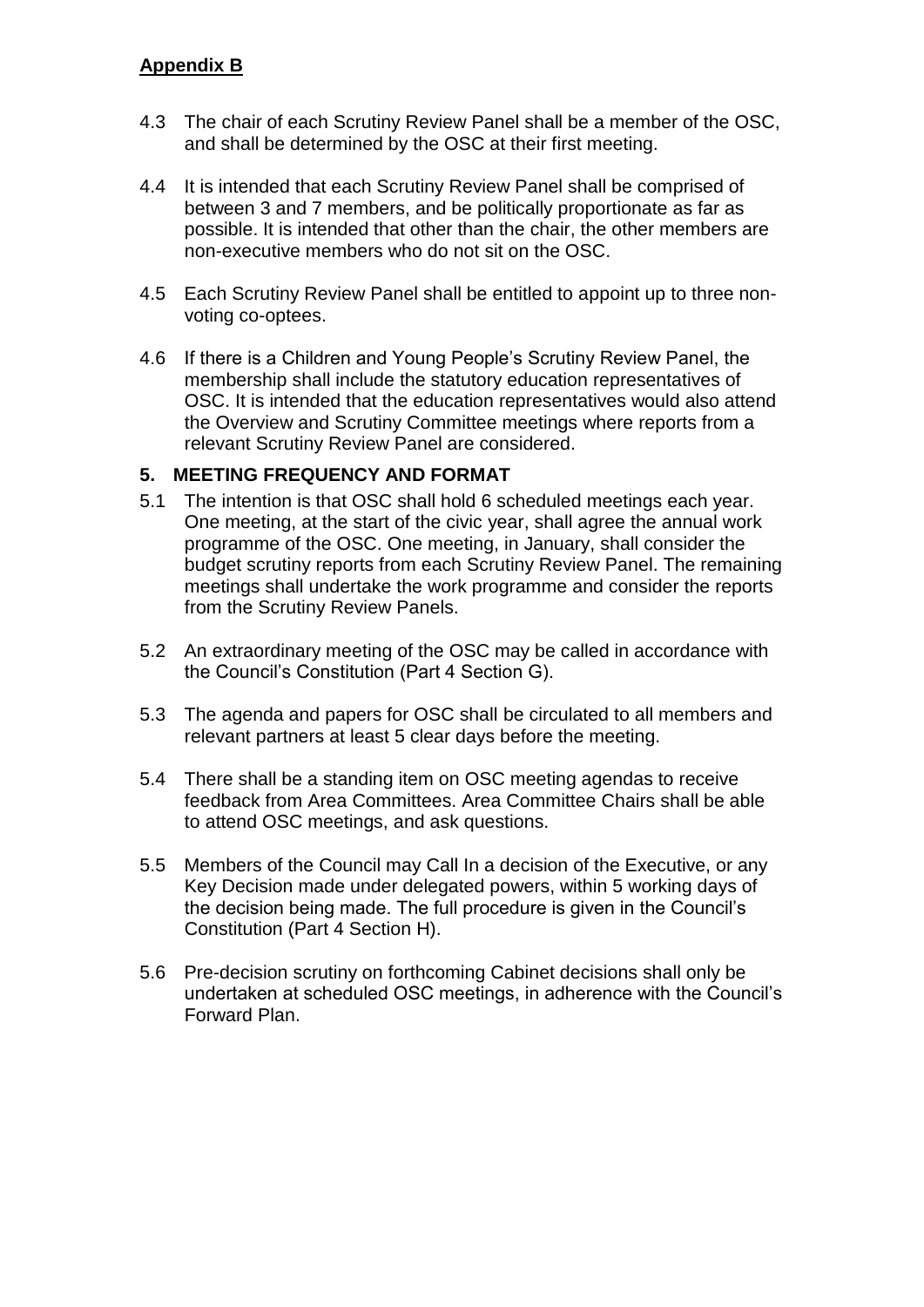**Appendix B**

4.3 The chair of each Scrutiny Review Panel shall be a member of the OSC, and shall be determined by the OSC at their first meeting.

4.4 It is intended that each Scrutiny Review Panel shall be comprised of between 3 and 7 members, and be politically proportionate as far as possible. It is intended that other than the chair, the other members are non-executive members who do not sit on the OSC.

4.5 Each Scrutiny Review Panel shall be entitled to appoint up to three non-voting co-optees.

4.6 If there is a Children and Young People's Scrutiny Review Panel, the membership shall include the statutory education representatives of OSC. It is intended that the education representatives would also attend the Overview and Scrutiny Committee meetings where reports from a relevant Scrutiny Review Panel are considered.

## 5. MEETING FREQUENCY AND FORMAT

5.1 The intention is that OSC shall hold 6 scheduled meetings each year. One meeting, at the start of the civic year, shall agree the annual work programme of the OSC. One meeting, in January, shall consider the budget scrutiny reports from each Scrutiny Review Panel. The remaining meetings shall undertake the work programme and consider the reports from the Scrutiny Review Panels.

5.2 An extraordinary meeting of the OSC may be called in accordance with the Council's Constitution (Part 4 Section G).

5.3 The agenda and papers for OSC shall be circulated to all members and relevant partners at least 5 clear days before the meeting.

5.4 There shall be a standing item on OSC meeting agendas to receive feedback from Area Committees. Area Committee Chairs shall be able to attend OSC meetings, and ask questions.

5.5 Members of the Council may Call In a decision of the Executive, or any Key Decision made under delegated powers, within 5 working days of the decision being made. The full procedure is given in the Council's Constitution (Part 4 Section H).

5.6 Pre-decision scrutiny on forthcoming Cabinet decisions shall only be undertaken at scheduled OSC meetings, in adherence with the Council's Forward Plan.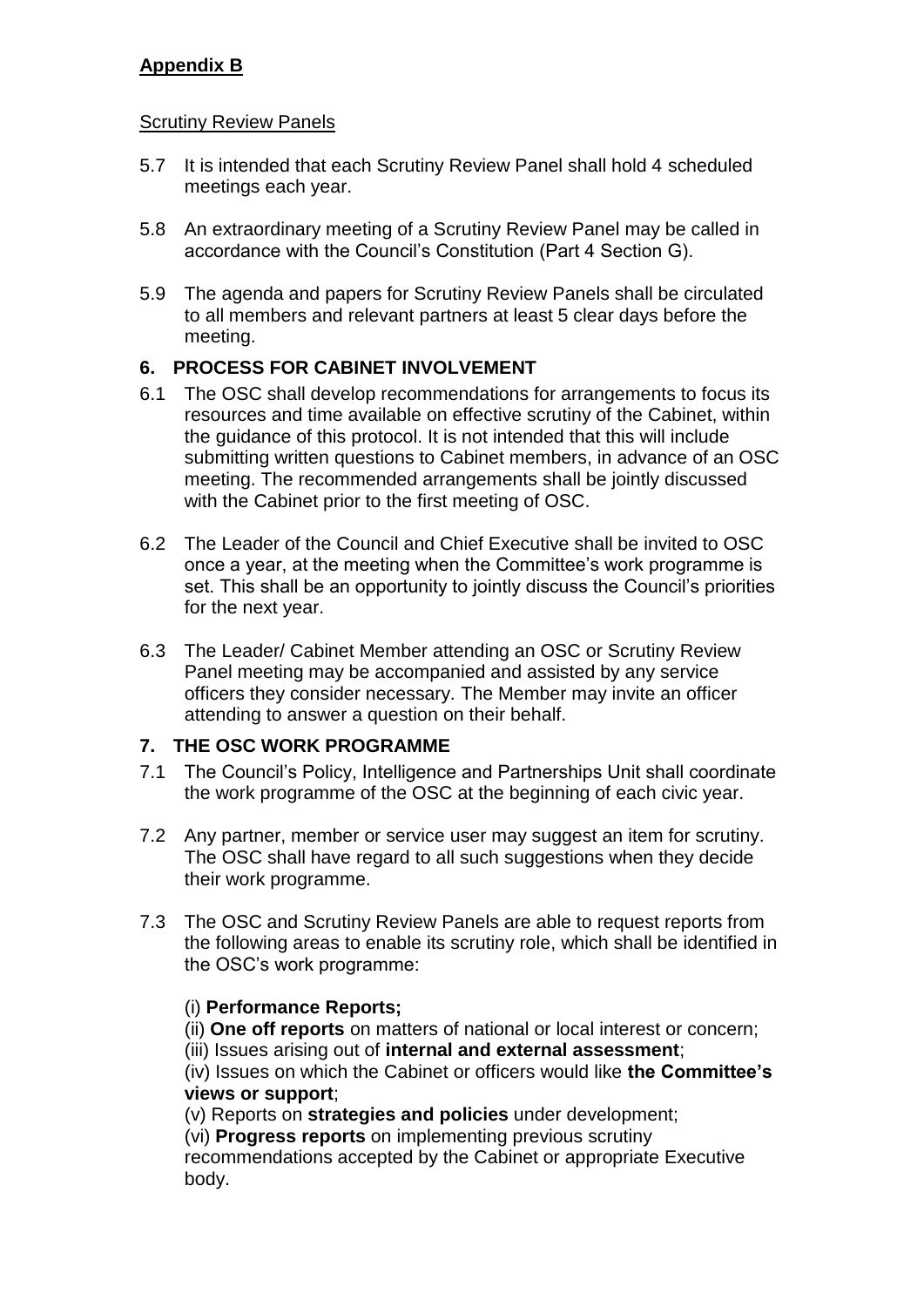**Appendix B**

Scrutiny Review Panels

5.7 It is intended that each Scrutiny Review Panel shall hold 4 scheduled meetings each year.

5.8 An extraordinary meeting of a Scrutiny Review Panel may be called in accordance with the Council's Constitution (Part 4 Section G).

5.9 The agenda and papers for Scrutiny Review Panels shall be circulated to all members and relevant partners at least 5 clear days before the meeting.

## 6. PROCESS FOR CABINET INVOLVEMENT

6.1 The OSC shall develop recommendations for arrangements to focus its resources and time available on effective scrutiny of the Cabinet, within the guidance of this protocol. It is not intended that this will include submitting written questions to Cabinet members, in advance of an OSC meeting. The recommended arrangements shall be jointly discussed with the Cabinet prior to the first meeting of OSC.

6.2 The Leader of the Council and Chief Executive shall be invited to OSC once a year, at the meeting when the Committee's work programme is set. This shall be an opportunity to jointly discuss the Council's priorities for the next year.

6.3 The Leader/ Cabinet Member attending an OSC or Scrutiny Review Panel meeting may be accompanied and assisted by any service officers they consider necessary. The Member may invite an officer attending to answer a question on their behalf.

## 7. THE OSC WORK PROGRAMME

7.1 The Council's Policy, Intelligence and Partnerships Unit shall coordinate the work programme of the OSC at the beginning of each civic year.

7.2 Any partner, member or service user may suggest an item for scrutiny. The OSC shall have regard to all such suggestions when they decide their work programme.

7.3 The OSC and Scrutiny Review Panels are able to request reports from the following areas to enable its scrutiny role, which shall be identified in the OSC's work programme:

(i) **Performance Reports;**
(ii) **One off reports** on matters of national or local interest or concern;
(iii) Issues arising out of **internal and external assessment**;
(iv) Issues on which the Cabinet or officers would like **the Committee's views or support**;
(v) Reports on **strategies and policies** under development;
(vi) **Progress reports** on implementing previous scrutiny recommendations accepted by the Cabinet or appropriate Executive body.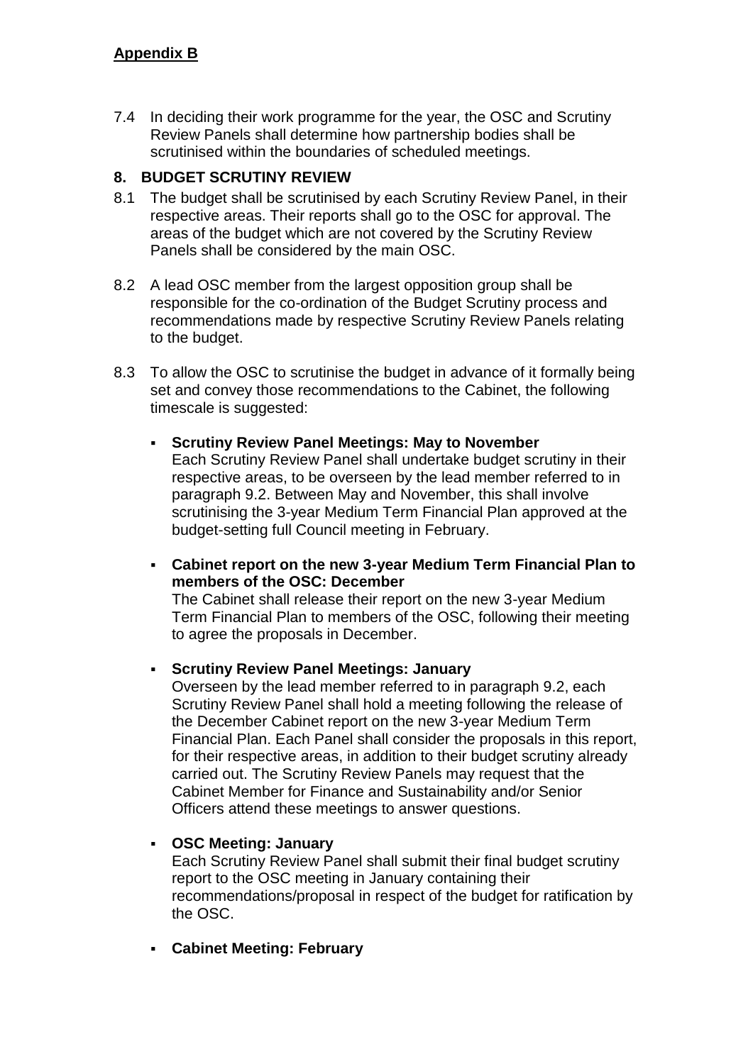**Appendix B**

7.4 In deciding their work programme for the year, the OSC and Scrutiny Review Panels shall determine how partnership bodies shall be scrutinised within the boundaries of scheduled meetings.

## 8. BUDGET SCRUTINY REVIEW

8.1 The budget shall be scrutinised by each Scrutiny Review Panel, in their respective areas. Their reports shall go to the OSC for approval. The areas of the budget which are not covered by the Scrutiny Review Panels shall be considered by the main OSC.

8.2 A lead OSC member from the largest opposition group shall be responsible for the co-ordination of the Budget Scrutiny process and recommendations made by respective Scrutiny Review Panels relating to the budget.

8.3 To allow the OSC to scrutinise the budget in advance of it formally being set and convey those recommendations to the Cabinet, the following timescale is suggested:

- **Scrutiny Review Panel Meetings: May to November**
  Each Scrutiny Review Panel shall undertake budget scrutiny in their respective areas, to be overseen by the lead member referred to in paragraph 9.2. Between May and November, this shall involve scrutinising the 3-year Medium Term Financial Plan approved at the budget-setting full Council meeting in February.

- **Cabinet report on the new 3-year Medium Term Financial Plan to members of the OSC: December**
  The Cabinet shall release their report on the new 3-year Medium Term Financial Plan to members of the OSC, following their meeting to agree the proposals in December.

- **Scrutiny Review Panel Meetings: January**
  Overseen by the lead member referred to in paragraph 9.2, each Scrutiny Review Panel shall hold a meeting following the release of the December Cabinet report on the new 3-year Medium Term Financial Plan. Each Panel shall consider the proposals in this report, for their respective areas, in addition to their budget scrutiny already carried out. The Scrutiny Review Panels may request that the Cabinet Member for Finance and Sustainability and/or Senior Officers attend these meetings to answer questions.

- **OSC Meeting: January**
  Each Scrutiny Review Panel shall submit their final budget scrutiny report to the OSC meeting in January containing their recommendations/proposal in respect of the budget for ratification by the OSC.

- **Cabinet Meeting: February**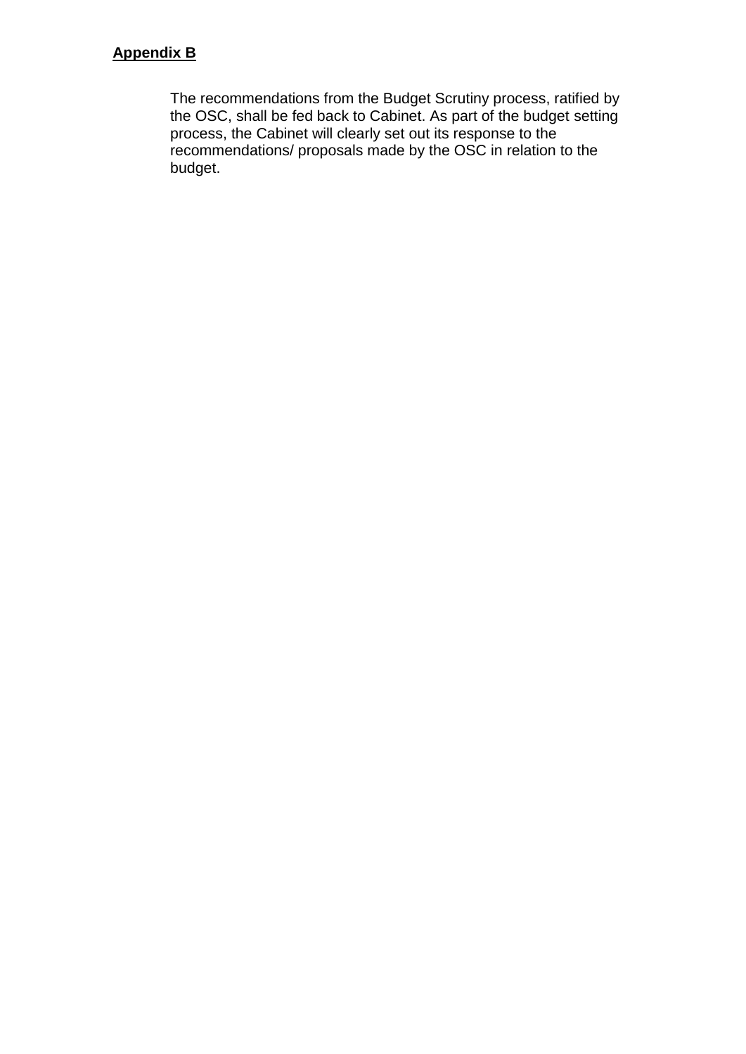**Appendix B**

The recommendations from the Budget Scrutiny process, ratified by the OSC, shall be fed back to Cabinet. As part of the budget setting process, the Cabinet will clearly set out its response to the recommendations/ proposals made by the OSC in relation to the budget.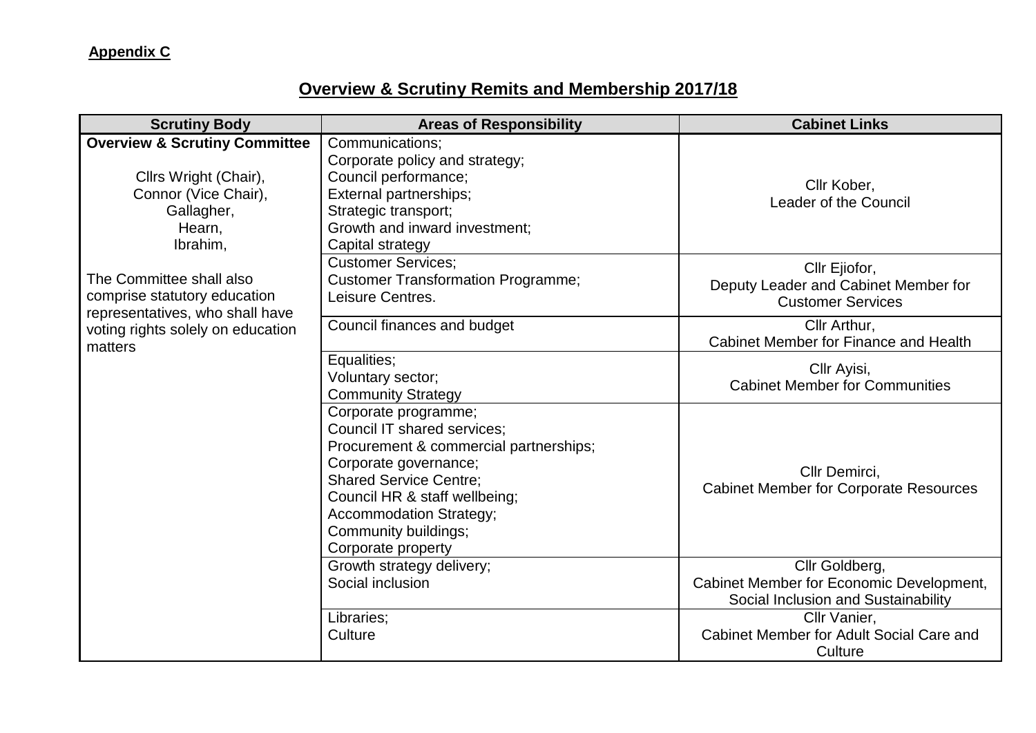**Appendix C**

# Overview & Scrutiny Remits and Membership 2017/18

| Scrutiny Body | Areas of Responsibility | Cabinet Links |
|---|---|---|
| **Overview & Scrutiny Committee**<br><br>Cllrs Wright (Chair),<br>Connor (Vice Chair),<br>Gallagher,<br>Hearn,<br>Ibrahim,<br><br>The Committee shall also comprise statutory education representatives, who shall have voting rights solely on education matters | Communications;<br>Corporate policy and strategy;<br>Council performance;<br>External partnerships;<br>Strategic transport;<br>Growth and inward investment;<br>Capital strategy | Cllr Kober,<br>Leader of the Council |
| | Customer Services;<br>Customer Transformation Programme;<br>Leisure Centres. | Cllr Ejiofor,<br>Deputy Leader and Cabinet Member for Customer Services |
| | Council finances and budget | Cllr Arthur,<br>Cabinet Member for Finance and Health |
| | Equalities;<br>Voluntary sector;<br>Community Strategy | Cllr Ayisi,<br>Cabinet Member for Communities |
| | Corporate programme;<br>Council IT shared services;<br>Procurement & commercial partnerships;<br>Corporate governance;<br>Shared Service Centre;<br>Council HR & staff wellbeing;<br>Accommodation Strategy;<br>Community buildings;<br>Corporate property | Cllr Demirci,<br>Cabinet Member for Corporate Resources |
| | Growth strategy delivery;<br>Social inclusion | Cllr Goldberg,<br>Cabinet Member for Economic Development, Social Inclusion and Sustainability |
| | Libraries;<br>Culture | Cllr Vanier,<br>Cabinet Member for Adult Social Care and Culture |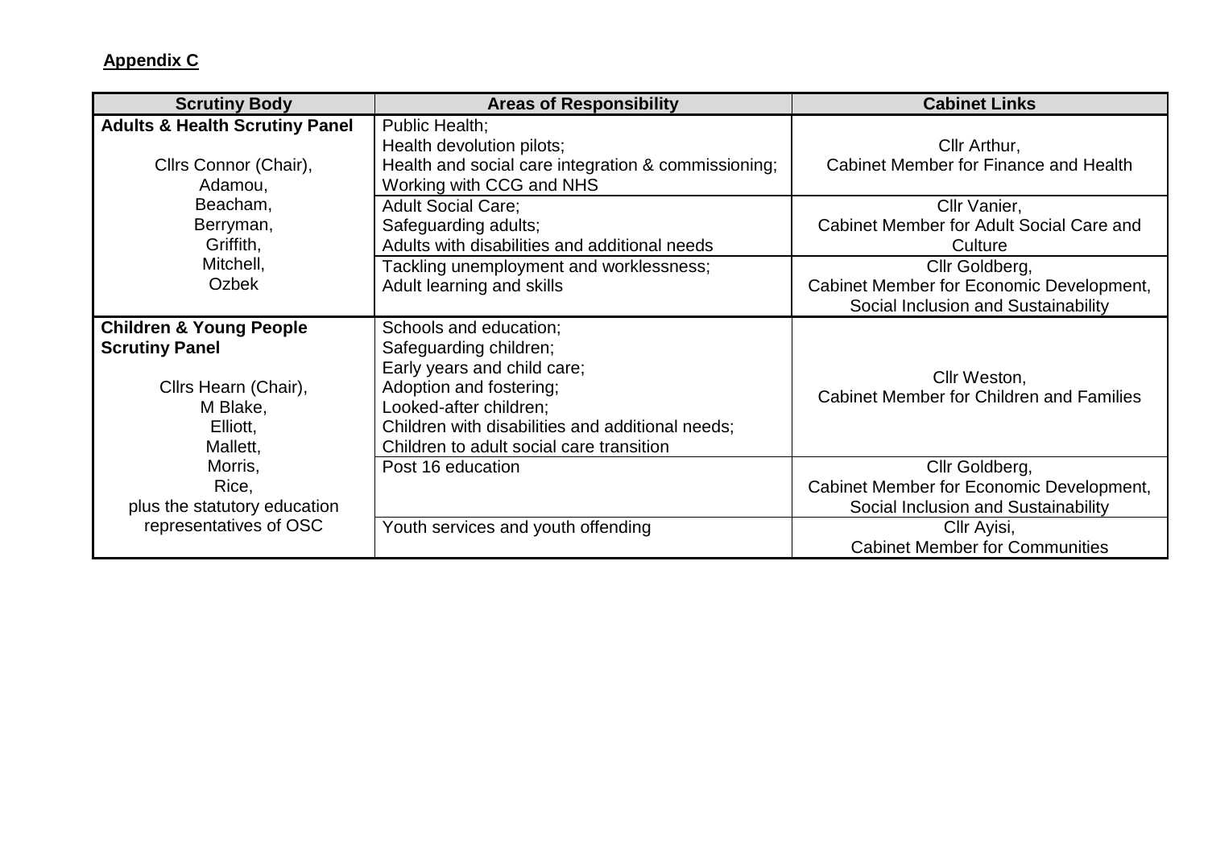**Appendix C**

| Scrutiny Body | Areas of Responsibility | Cabinet Links |
| --- | --- | --- |
| **Adults & Health Scrutiny Panel**<br><br>Cllrs Connor (Chair), Adamou, Beacham, Berryman, Griffith, Mitchell, Ozbek | Public Health;<br>Health devolution pilots;<br>Health and social care integration & commissioning;<br>Working with CCG and NHS | Cllr Arthur,<br>Cabinet Member for Finance and Health |
| | Adult Social Care;<br>Safeguarding adults;<br>Adults with disabilities and additional needs | Cllr Vanier,<br>Cabinet Member for Adult Social Care and Culture |
| | Tackling unemployment and worklessness;<br>Adult learning and skills | Cllr Goldberg,<br>Cabinet Member for Economic Development, Social Inclusion and Sustainability |
| **Children & Young People Scrutiny Panel**<br><br>Cllrs Hearn (Chair), M Blake, Elliott, Mallett, Morris, Rice, plus the statutory education representatives of OSC | Schools and education;<br>Safeguarding children;<br>Early years and child care;<br>Adoption and fostering;<br>Looked-after children;<br>Children with disabilities and additional needs;<br>Children to adult social care transition | Cllr Weston,<br>Cabinet Member for Children and Families |
| | Post 16 education | Cllr Goldberg,<br>Cabinet Member for Economic Development, Social Inclusion and Sustainability |
| | Youth services and youth offending | Cllr Ayisi,<br>Cabinet Member for Communities |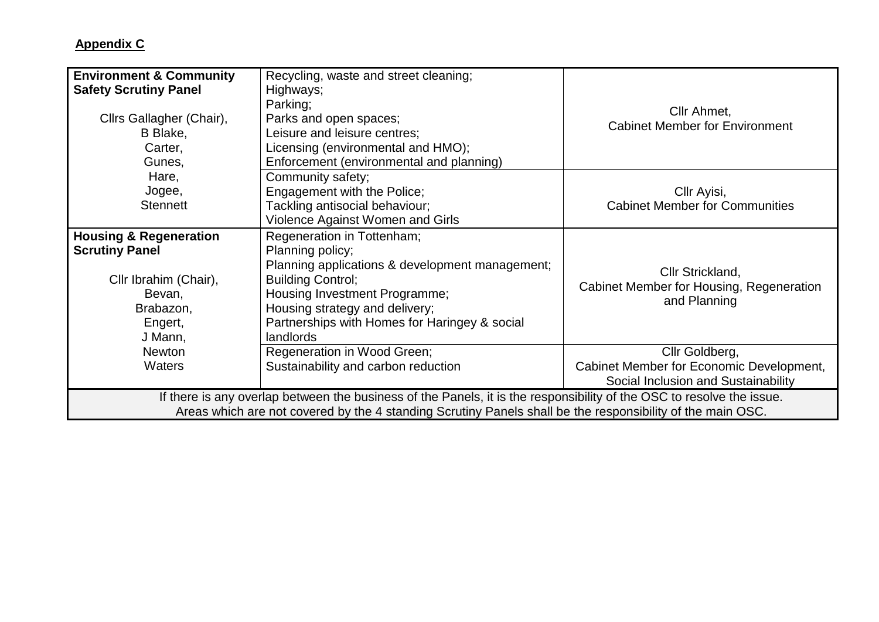**Appendix C**

| | | |
|---|---|---|
| **Environment & Community Safety Scrutiny Panel**<br><br>Cllrs Gallagher (Chair),<br>B Blake,<br>Carter,<br>Gunes,<br>Hare,<br>Jogee,<br>Stennett | Recycling, waste and street cleaning;<br>Highways;<br>Parking;<br>Parks and open spaces;<br>Leisure and leisure centres;<br>Licensing (environmental and HMO);<br>Enforcement (environmental and planning) | Cllr Ahmet,<br>Cabinet Member for Environment |
| | Community safety;<br>Engagement with the Police;<br>Tackling antisocial behaviour;<br>Violence Against Women and Girls | Cllr Ayisi,<br>Cabinet Member for Communities |
| **Housing & Regeneration Scrutiny Panel**<br><br>Cllr Ibrahim (Chair),<br>Bevan,<br>Brabazon,<br>Engert,<br>J Mann,<br>Newton<br>Waters | Regeneration in Tottenham;<br>Planning policy;<br>Planning applications & development management;<br>Building Control;<br>Housing Investment Programme;<br>Housing strategy and delivery;<br>Partnerships with Homes for Haringey & social landlords | Cllr Strickland,<br>Cabinet Member for Housing, Regeneration and Planning |
| | Regeneration in Wood Green;<br>Sustainability and carbon reduction | Cllr Goldberg,<br>Cabinet Member for Economic Development, Social Inclusion and Sustainability |
| If there is any overlap between the business of the Panels, it is the responsibility of the OSC to resolve the issue.<br>Areas which are not covered by the 4 standing Scrutiny Panels shall be the responsibility of the main OSC. | | |